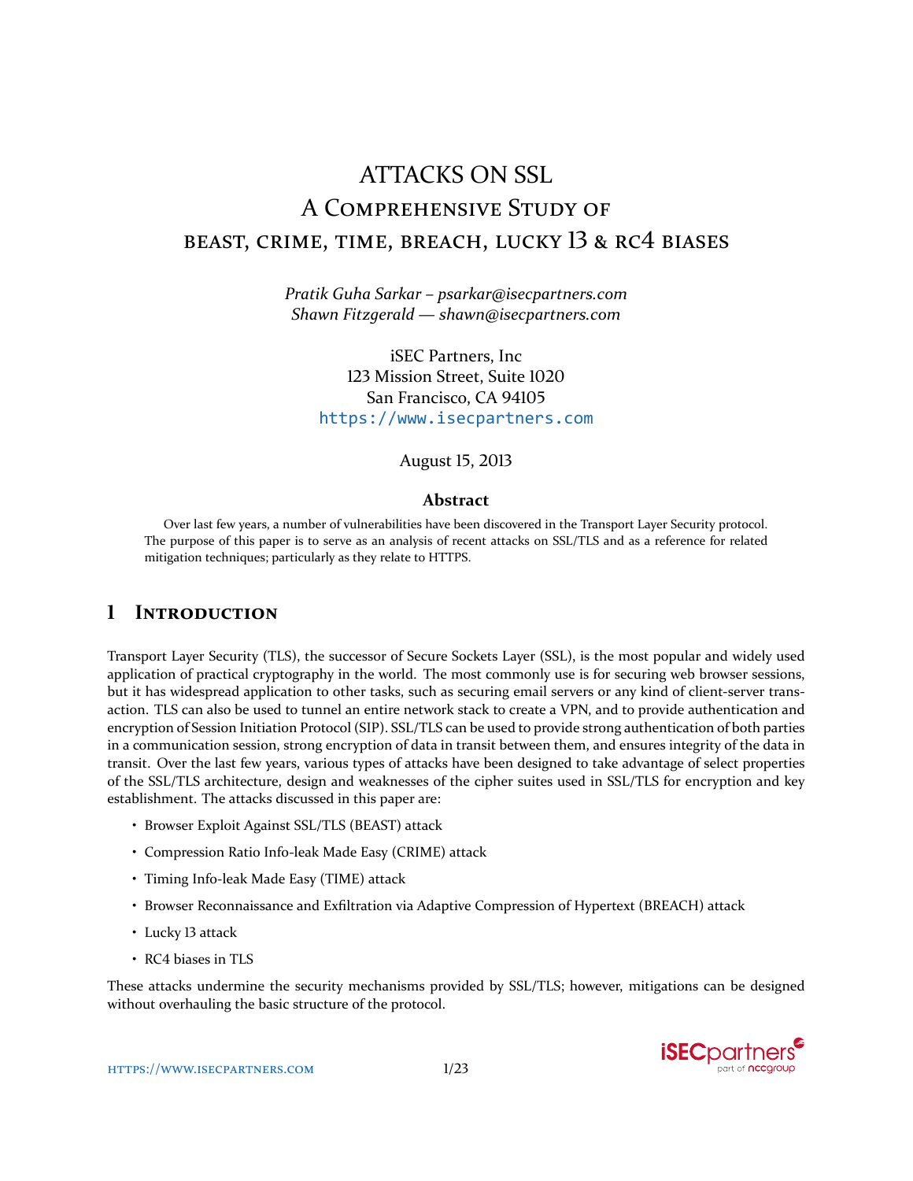# ATTACKS ON SSL
## A Comprehensive Study of
## BEAST, CRIME, TIME, BREACH, LUCKY 13 & RC4 BIASES

*Pratik Guha Sarkar – psarkar@isecpartners.com*
*Shawn Fitzgerald — shawn@isecpartners.com*

iSEC Partners, Inc
123 Mission Street, Suite 1020
San Francisco, CA 94105
https://www.isecpartners.com

August 15, 2013

### Abstract

Over last few years, a number of vulnerabilities have been discovered in the Transport Layer Security protocol. The purpose of this paper is to serve as an analysis of recent attacks on SSL/TLS and as a reference for related mitigation techniques; particularly as they relate to HTTPS.

## 1 Introduction

Transport Layer Security (TLS), the successor of Secure Sockets Layer (SSL), is the most popular and widely used application of practical cryptography in the world. The most commonly use is for securing web browser sessions, but it has widespread application to other tasks, such as securing email servers or any kind of client-server transaction. TLS can also be used to tunnel an entire network stack to create a VPN, and to provide authentication and encryption of Session Initiation Protocol (SIP). SSL/TLS can be used to provide strong authentication of both parties in a communication session, strong encryption of data in transit between them, and ensures integrity of the data in transit. Over the last few years, various types of attacks have been designed to take advantage of select properties of the SSL/TLS architecture, design and weaknesses of the cipher suites used in SSL/TLS for encryption and key establishment. The attacks discussed in this paper are:

- Browser Exploit Against SSL/TLS (BEAST) attack
- Compression Ratio Info-leak Made Easy (CRIME) attack
- Timing Info-leak Made Easy (TIME) attack
- Browser Reconnaissance and Exfiltration via Adaptive Compression of Hypertext (BREACH) attack
- Lucky 13 attack
- RC4 biases in TLS

These attacks undermine the security mechanisms provided by SSL/TLS; however, mitigations can be designed without overhauling the basic structure of the protocol.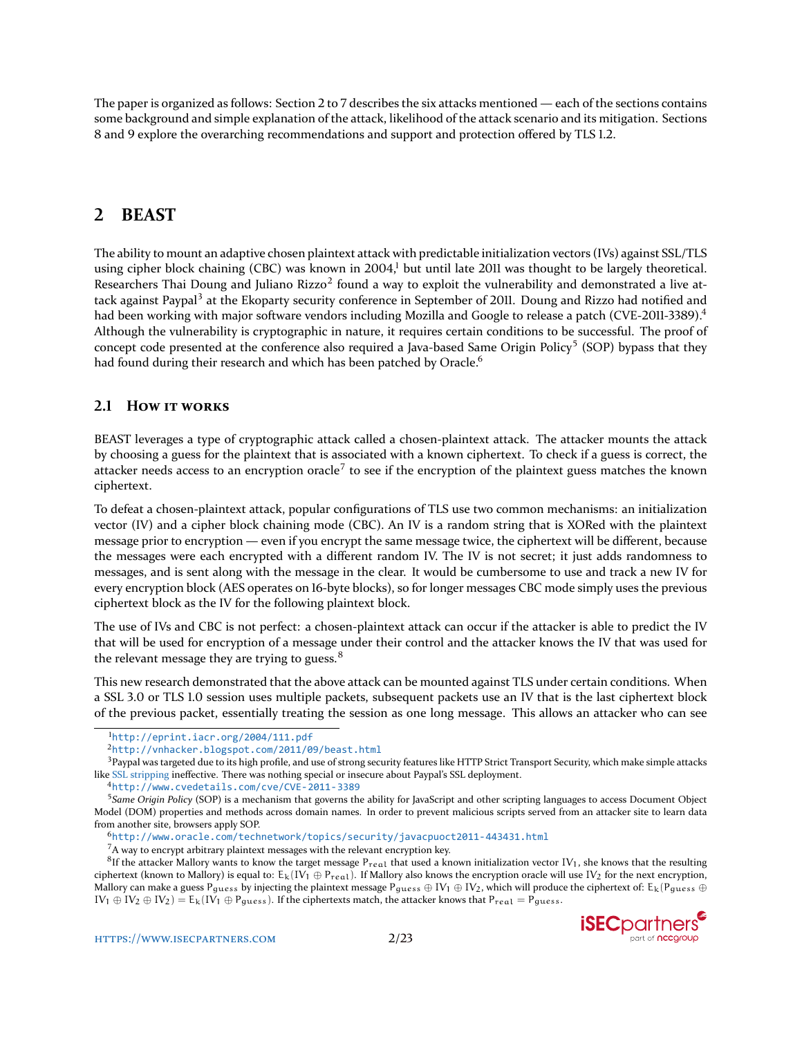The paper is organized as follows: Section 2 to 7 describes the six attacks mentioned — each of the sections contains some background and simple explanation of the attack, likelihood of the attack scenario and its mitigation. Sections 8 and 9 explore the overarching recommendations and support and protection offered by TLS 1.2.

## 2 BEAST

The ability to mount an adaptive chosen plaintext attack with predictable initialization vectors (IVs) against SSL/TLS using cipher block chaining (CBC) was known in 2004,[1] but until late 2011 was thought to be largely theoretical. Researchers Thai Doung and Juliano Rizzo[2] found a way to exploit the vulnerability and demonstrated a live attack against Paypal[3] at the Ekoparty security conference in September of 2011. Doung and Rizzo had notified and had been working with major software vendors including Mozilla and Google to release a patch (CVE-2011-3389).[4] Although the vulnerability is cryptographic in nature, it requires certain conditions to be successful. The proof of concept code presented at the conference also required a Java-based Same Origin Policy[5] (SOP) bypass that they had found during their research and which has been patched by Oracle.[6]

### 2.1 How it works

BEAST leverages a type of cryptographic attack called a chosen-plaintext attack. The attacker mounts the attack by choosing a guess for the plaintext that is associated with a known ciphertext. To check if a guess is correct, the attacker needs access to an encryption oracle[7] to see if the encryption of the plaintext guess matches the known ciphertext.

To defeat a chosen-plaintext attack, popular configurations of TLS use two common mechanisms: an initialization vector (IV) and a cipher block chaining mode (CBC). An IV is a random string that is XORed with the plaintext message prior to encryption — even if you encrypt the same message twice, the ciphertext will be different, because the messages were each encrypted with a different random IV. The IV is not secret; it just adds randomness to messages, and is sent along with the message in the clear. It would be cumbersome to use and track a new IV for every encryption block (AES operates on 16-byte blocks), so for longer messages CBC mode simply uses the previous ciphertext block as the IV for the following plaintext block.

The use of IVs and CBC is not perfect: a chosen-plaintext attack can occur if the attacker is able to predict the IV that will be used for encryption of a message under their control and the attacker knows the IV that was used for the relevant message they are trying to guess.[8]

This new research demonstrated that the above attack can be mounted against TLS under certain conditions. When a SSL 3.0 or TLS 1.0 session uses multiple packets, subsequent packets use an IV that is the last ciphertext block of the previous packet, essentially treating the session as one long message. This allows an attacker who can see

---

[1] http://eprint.iacr.org/2004/111.pdf

[2] http://vnhacker.blogspot.com/2011/09/beast.html

[3] Paypal was targeted due to its high profile, and use of strong security features like HTTP Strict Transport Security, which make simple attacks like SSL stripping ineffective. There was nothing special or insecure about Paypal's SSL deployment.

[4] http://www.cvedetails.com/cve/CVE-2011-3389

[5] *Same Origin Policy* (SOP) is a mechanism that governs the ability for JavaScript and other scripting languages to access Document Object Model (DOM) properties and methods across domain names. In order to prevent malicious scripts served from an attacker site to learn data from another site, browsers apply SOP.

[6] http://www.oracle.com/technetwork/topics/security/javacpuoct2011-443431.html

[7] A way to encrypt arbitrary plaintext messages with the relevant encryption key.

[8] If the attacker Mallory wants to know the target message $P_{real}$ that used a known initialization vector $IV_1$, she knows that the resulting ciphertext (known to Mallory) is equal to: $E_k(IV_1 \oplus P_{real})$. If Mallory also knows the encryption oracle will use $IV_2$ for the next encryption, Mallory can make a guess $P_{guess}$ by injecting the plaintext message $P_{guess} \oplus IV_1 \oplus IV_2$, which will produce the ciphertext of: $E_k(P_{guess} \oplus IV_1 \oplus IV_2 \oplus IV_2) = E_k(IV_1 \oplus P_{guess})$. If the ciphertexts match, the attacker knows that $P_{real} = P_{guess}$.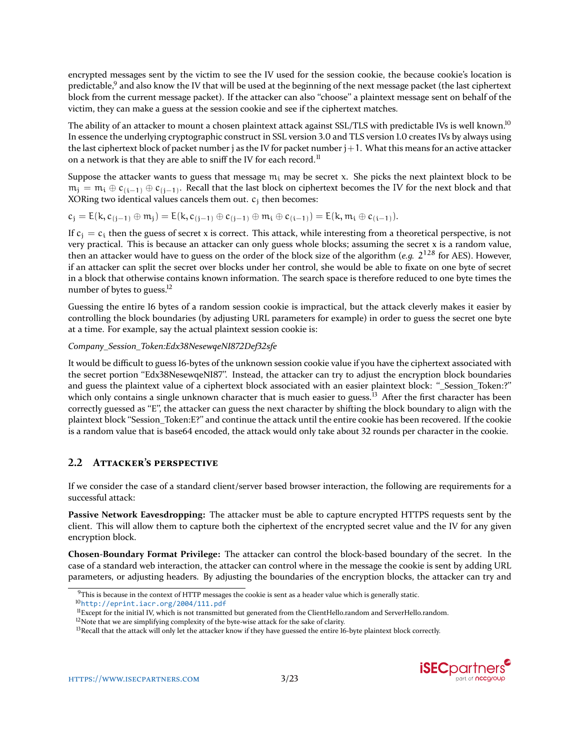encrypted messages sent by the victim to see the IV used for the session cookie, the because cookie's location is predictable,[9] and also know the IV that will be used at the beginning of the next message packet (the last ciphertext block from the current message packet). If the attacker can also "choose" a plaintext message sent on behalf of the victim, they can make a guess at the session cookie and see if the ciphertext matches.

The ability of an attacker to mount a chosen plaintext attack against SSL/TLS with predictable IVs is well known.[10] In essence the underlying cryptographic construct in SSL version 3.0 and TLS version 1.0 creates IVs by always using the last ciphertext block of packet number j as the IV for packet number $j+1$. What this means for an active attacker on a network is that they are able to sniff the IV for each record.[11]

Suppose the attacker wants to guess that message $m_i$ may be secret x. She picks the next plaintext block to be $m_j = m_i \oplus c_{(i-1)} \oplus c_{(j-1)}$. Recall that the last block on ciphertext becomes the IV for the next block and that XORing two identical values cancels them out. $c_j$ then becomes:

$$c_j = E(k, c_{(j-1)} \oplus m_j) = E(k, c_{(j-1)} \oplus c_{(j-1)} \oplus m_i \oplus c_{(i-1)}) = E(k, m_i \oplus c_{(i-1)}).$$

If $c_j = c_i$ then the guess of secret x is correct. This attack, while interesting from a theoretical perspective, is not very practical. This is because an attacker can only guess whole blocks; assuming the secret x is a random value, then an attacker would have to guess on the order of the block size of the algorithm (*e.g.* $2^{128}$ for AES). However, if an attacker can split the secret over blocks under her control, she would be able to fixate on one byte of secret in a block that otherwise contains known information. The search space is therefore reduced to one byte times the number of bytes to guess.[12]

Guessing the entire 16 bytes of a random session cookie is impractical, but the attack cleverly makes it easier by controlling the block boundaries (by adjusting URL parameters for example) in order to guess the secret one byte at a time. For example, say the actual plaintext session cookie is:

*Company_Session_Token:Edx38NesewqeNI872Def32sfe*

It would be difficult to guess 16-bytes of the unknown session cookie value if you have the ciphertext associated with the secret portion "Edx38NesewqeNI87". Instead, the attacker can try to adjust the encryption block boundaries and guess the plaintext value of a ciphertext block associated with an easier plaintext block: "_Session_Token:?" which only contains a single unknown character that is much easier to guess.[13] After the first character has been correctly guessed as "E", the attacker can guess the next character by shifting the block boundary to align with the plaintext block "Session_Token:E?" and continue the attack until the entire cookie has been recovered. If the cookie is a random value that is base64 encoded, the attack would only take about 32 rounds per character in the cookie.

## 2.2 Attacker's perspective

If we consider the case of a standard client/server based browser interaction, the following are requirements for a successful attack:

**Passive Network Eavesdropping:** The attacker must be able to capture encrypted HTTPS requests sent by the client. This will allow them to capture both the ciphertext of the encrypted secret value and the IV for any given encryption block.

**Chosen-Boundary Format Privilege:** The attacker can control the block-based boundary of the secret. In the case of a standard web interaction, the attacker can control where in the message the cookie is sent by adding URL parameters, or adjusting headers. By adjusting the boundaries of the encryption blocks, the attacker can try and

---

[9] This is because in the context of HTTP messages the cookie is sent as a header value which is generally static.

[10] http://eprint.iacr.org/2004/111.pdf

[11] Except for the initial IV, which is not transmitted but generated from the ClientHello.random and ServerHello.random.

[12] Note that we are simplifying complexity of the byte-wise attack for the sake of clarity.

[13] Recall that the attack will only let the attacker know if they have guessed the entire 16-byte plaintext block correctly.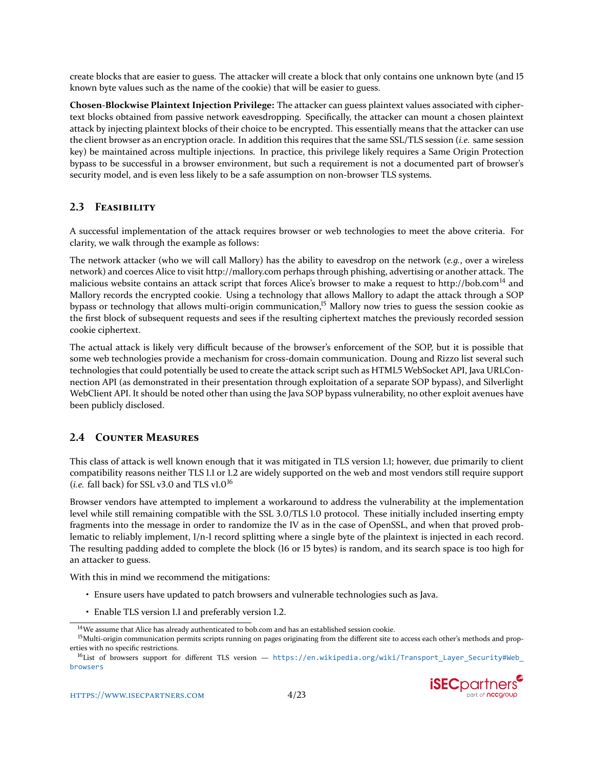create blocks that are easier to guess. The attacker will create a block that only contains one unknown byte (and 15 known byte values such as the name of the cookie) that will be easier to guess.

**Chosen-Blockwise Plaintext Injection Privilege:** The attacker can guess plaintext values associated with ciphertext blocks obtained from passive network eavesdropping. Specifically, the attacker can mount a chosen plaintext attack by injecting plaintext blocks of their choice to be encrypted. This essentially means that the attacker can use the client browser as an encryption oracle. In addition this requires that the same SSL/TLS session (*i.e.* same session key) be maintained across multiple injections. In practice, this privilege likely requires a Same Origin Protection bypass to be successful in a browser environment, but such a requirement is not a documented part of browser's security model, and is even less likely to be a safe assumption on non-browser TLS systems.

## 2.3 Feasibility

A successful implementation of the attack requires browser or web technologies to meet the above criteria. For clarity, we walk through the example as follows:

The network attacker (who we will call Mallory) has the ability to eavesdrop on the network (*e.g.*, over a wireless network) and coerces Alice to visit http://mallory.com perhaps through phishing, advertising or another attack. The malicious website contains an attack script that forces Alice's browser to make a request to http://bob.com[14] and Mallory records the encrypted cookie. Using a technology that allows Mallory to adapt the attack through a SOP bypass or technology that allows multi-origin communication,[15] Mallory now tries to guess the session cookie as the first block of subsequent requests and sees if the resulting ciphertext matches the previously recorded session cookie ciphertext.

The actual attack is likely very difficult because of the browser's enforcement of the SOP, but it is possible that some web technologies provide a mechanism for cross-domain communication. Doung and Rizzo list several such technologies that could potentially be used to create the attack script such as HTML5 WebSocket API, Java URLConnection API (as demonstrated in their presentation through exploitation of a separate SOP bypass), and Silverlight WebClient API. It should be noted other than using the Java SOP bypass vulnerability, no other exploit avenues have been publicly disclosed.

## 2.4 Counter Measures

This class of attack is well known enough that it was mitigated in TLS version 1.1; however, due primarily to client compatibility reasons neither TLS 1.1 or 1.2 are widely supported on the web and most vendors still require support (*i.e.* fall back) for SSL v3.0 and TLS v1.0[16]

Browser vendors have attempted to implement a workaround to address the vulnerability at the implementation level while still remaining compatible with the SSL 3.0/TLS 1.0 protocol. These initially included inserting empty fragments into the message in order to randomize the IV as in the case of OpenSSL, and when that proved problematic to reliably implement, 1/n-1 record splitting where a single byte of the plaintext is injected in each record. The resulting padding added to complete the block (16 or 15 bytes) is random, and its search space is too high for an attacker to guess.

With this in mind we recommend the mitigations:

- Ensure users have updated to patch browsers and vulnerable technologies such as Java.
- Enable TLS version 1.1 and preferably version 1.2.

[14] We assume that Alice has already authenticated to bob.com and has an established session cookie.

[15] Multi-origin communication permits scripts running on pages originating from the different site to access each other's methods and properties with no specific restrictions.

[16] List of browsers support for different TLS version — https://en.wikipedia.org/wiki/Transport_Layer_Security#Web_browsers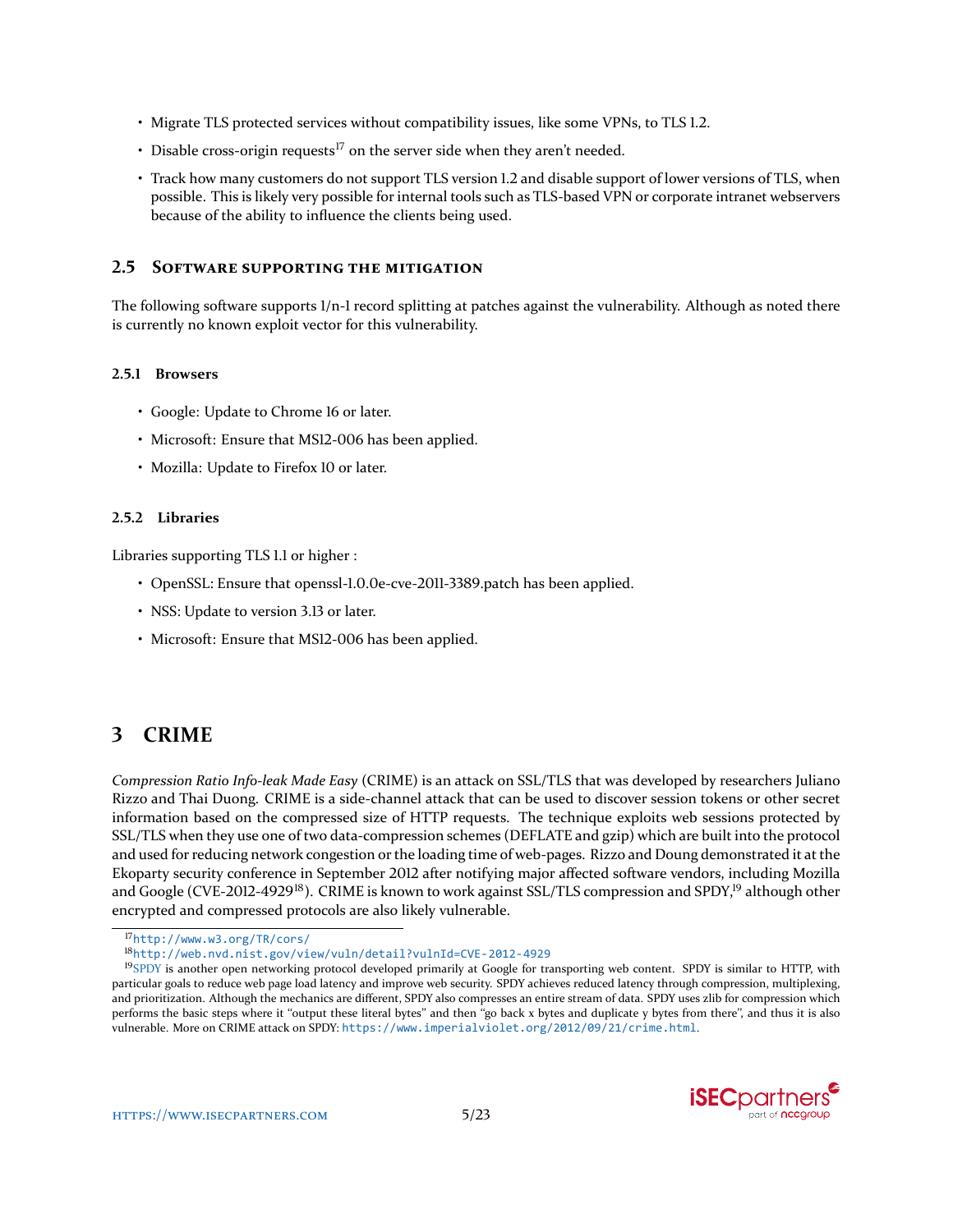- Migrate TLS protected services without compatibility issues, like some VPNs, to TLS 1.2.
- Disable cross-origin requests[17] on the server side when they aren't needed.
- Track how many customers do not support TLS version 1.2 and disable support of lower versions of TLS, when possible. This is likely very possible for internal tools such as TLS-based VPN or corporate intranet webservers because of the ability to influence the clients being used.

### 2.5 Software supporting the mitigation

The following software supports 1/n-1 record splitting at patches against the vulnerability. Although as noted there is currently no known exploit vector for this vulnerability.

#### 2.5.1 Browsers

- Google: Update to Chrome 16 or later.
- Microsoft: Ensure that MS12-006 has been applied.
- Mozilla: Update to Firefox 10 or later.

#### 2.5.2 Libraries

Libraries supporting TLS 1.1 or higher :

- OpenSSL: Ensure that openssl-1.0.0e-cve-2011-3389.patch has been applied.
- NSS: Update to version 3.13 or later.
- Microsoft: Ensure that MS12-006 has been applied.

## 3 CRIME

*Compression Ratio Info-leak Made Easy* (CRIME) is an attack on SSL/TLS that was developed by researchers Juliano Rizzo and Thai Duong. CRIME is a side-channel attack that can be used to discover session tokens or other secret information based on the compressed size of HTTP requests. The technique exploits web sessions protected by SSL/TLS when they use one of two data-compression schemes (DEFLATE and gzip) which are built into the protocol and used for reducing network congestion or the loading time of web-pages. Rizzo and Doung demonstrated it at the Ekoparty security conference in September 2012 after notifying major affected software vendors, including Mozilla and Google (CVE-2012-4929[18]). CRIME is known to work against SSL/TLS compression and SPDY,[19] although other encrypted and compressed protocols are also likely vulnerable.

[17] http://www.w3.org/TR/cors/

[18] http://web.nvd.nist.gov/view/vuln/detail?vulnId=CVE-2012-4929

[19] SPDY is another open networking protocol developed primarily at Google for transporting web content. SPDY is similar to HTTP, with particular goals to reduce web page load latency and improve web security. SPDY achieves reduced latency through compression, multiplexing, and prioritization. Although the mechanics are different, SPDY also compresses an entire stream of data. SPDY uses zlib for compression which performs the basic steps where it "output these literal bytes" and then "go back x bytes and duplicate y bytes from there", and thus it is also vulnerable. More on CRIME attack on SPDY: https://www.imperialviolet.org/2012/09/21/crime.html.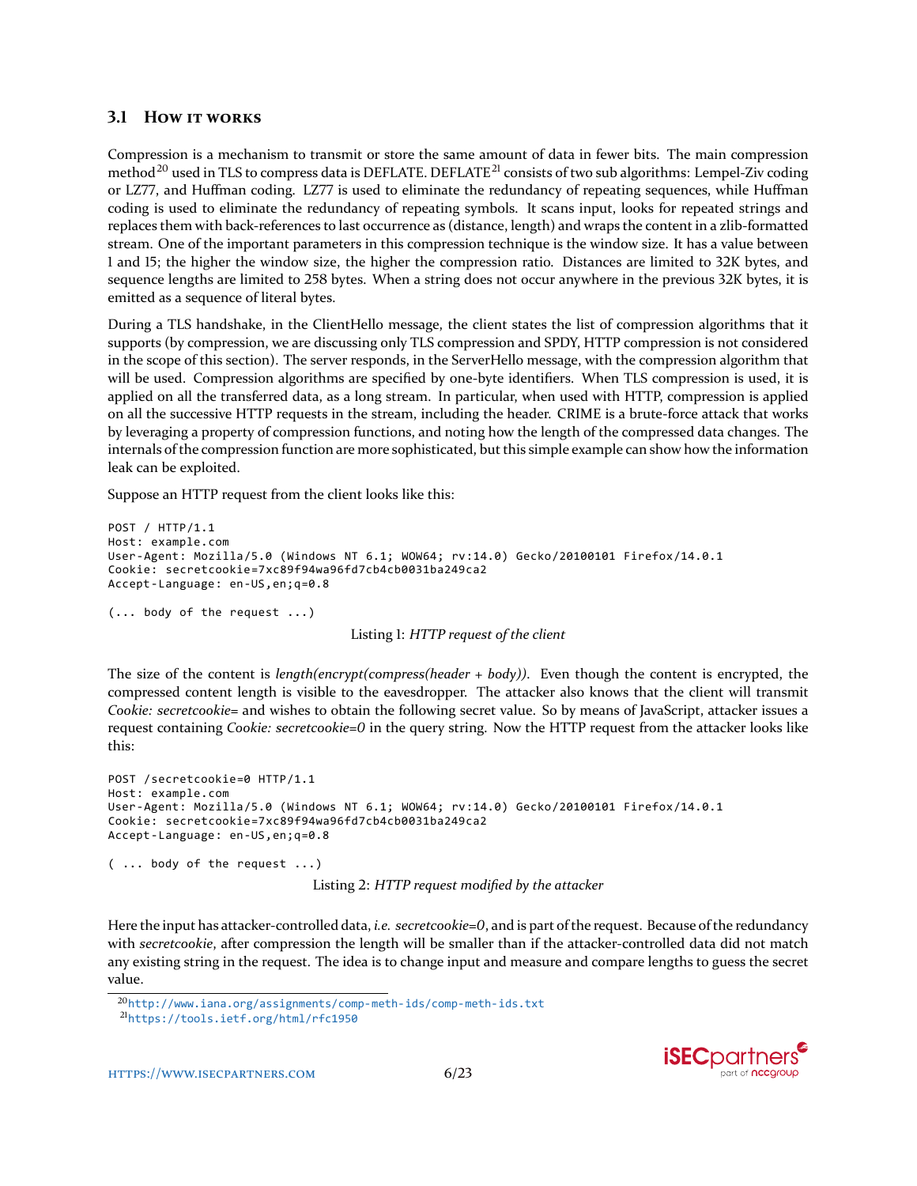### 3.1 How it works

Compression is a mechanism to transmit or store the same amount of data in fewer bits. The main compression method[20] used in TLS to compress data is DEFLATE. DEFLATE[21] consists of two sub algorithms: Lempel-Ziv coding or LZ77, and Huffman coding. LZ77 is used to eliminate the redundancy of repeating sequences, while Huffman coding is used to eliminate the redundancy of repeating symbols. It scans input, looks for repeated strings and replaces them with back-references to last occurrence as (distance, length) and wraps the content in a zlib-formatted stream. One of the important parameters in this compression technique is the window size. It has a value between 1 and 15; the higher the window size, the higher the compression ratio. Distances are limited to 32K bytes, and sequence lengths are limited to 258 bytes. When a string does not occur anywhere in the previous 32K bytes, it is emitted as a sequence of literal bytes.

During a TLS handshake, in the ClientHello message, the client states the list of compression algorithms that it supports (by compression, we are discussing only TLS compression and SPDY, HTTP compression is not considered in the scope of this section). The server responds, in the ServerHello message, with the compression algorithm that will be used. Compression algorithms are specified by one-byte identifiers. When TLS compression is used, it is applied on all the transferred data, as a long stream. In particular, when used with HTTP, compression is applied on all the successive HTTP requests in the stream, including the header. CRIME is a brute-force attack that works by leveraging a property of compression functions, and noting how the length of the compressed data changes. The internals of the compression function are more sophisticated, but this simple example can show how the information leak can be exploited.

Suppose an HTTP request from the client looks like this:

```
POST / HTTP/1.1
Host: example.com
User-Agent: Mozilla/5.0 (Windows NT 6.1; WOW64; rv:14.0) Gecko/20100101 Firefox/14.0.1
Cookie: secretcookie=7xc89f94wa96fd7cb4cb0031ba249ca2
Accept-Language: en-US,en;q=0.8

(... body of the request ...)
```

Listing 1: *HTTP request of the client*

The size of the content is *length(encrypt(compress(header + body)))*. Even though the content is encrypted, the compressed content length is visible to the eavesdropper. The attacker also knows that the client will transmit *Cookie: secretcookie=* and wishes to obtain the following secret value. So by means of JavaScript, attacker issues a request containing *Cookie: secretcookie=0* in the query string. Now the HTTP request from the attacker looks like this:

```
POST /secretcookie=0 HTTP/1.1
Host: example.com
User-Agent: Mozilla/5.0 (Windows NT 6.1; WOW64; rv:14.0) Gecko/20100101 Firefox/14.0.1
Cookie: secretcookie=7xc89f94wa96fd7cb4cb0031ba249ca2
Accept-Language: en-US,en;q=0.8

( ... body of the request ...)
```

Listing 2: *HTTP request modified by the attacker*

Here the input has attacker-controlled data, *i.e. secretcookie=0*, and is part of the request. Because of the redundancy with *secretcookie*, after compression the length will be smaller than if the attacker-controlled data did not match any existing string in the request. The idea is to change input and measure and compare lengths to guess the secret value.

[20] http://www.iana.org/assignments/comp-meth-ids/comp-meth-ids.txt
[21] https://tools.ietf.org/html/rfc1950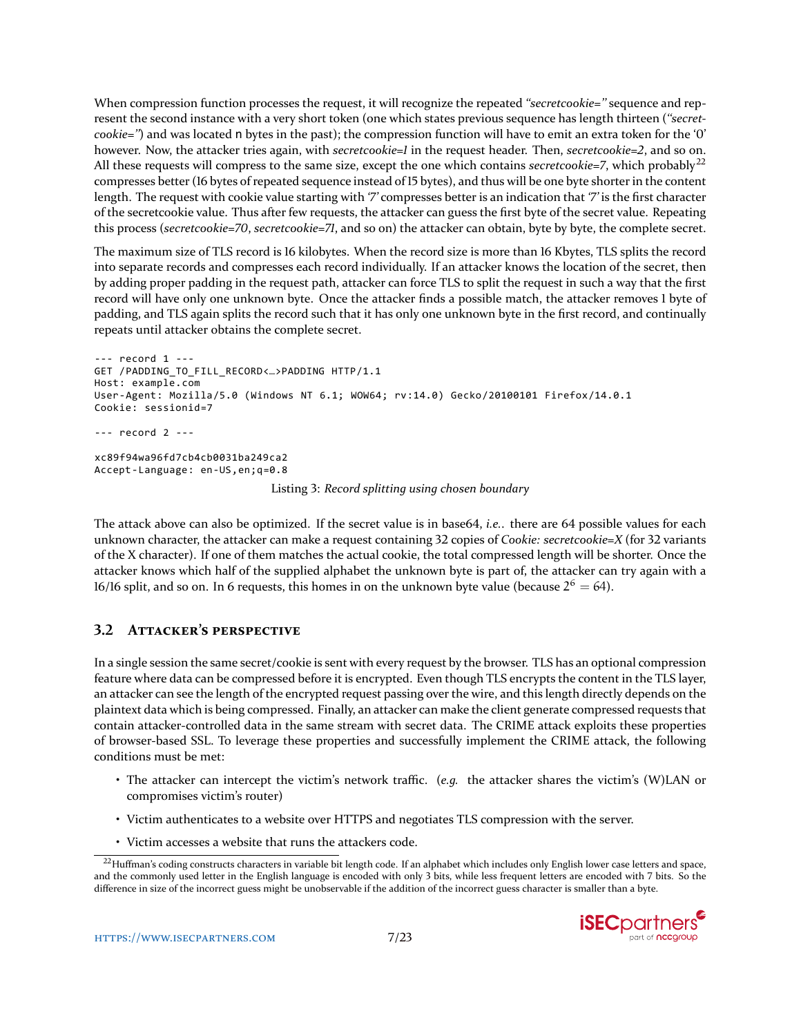When compression function processes the request, it will recognize the repeated *"secretcookie="* sequence and represent the second instance with a very short token (one which states previous sequence has length thirteen (*"secretcookie="*) and was located n bytes in the past); the compression function will have to emit an extra token for the '0' however. Now, the attacker tries again, with *secretcookie=1* in the request header. Then, *secretcookie=2*, and so on. All these requests will compress to the same size, except the one which contains *secretcookie=7*, which probably[22] compresses better (16 bytes of repeated sequence instead of 15 bytes), and thus will be one byte shorter in the content length. The request with cookie value starting with '7' compresses better is an indication that '7' is the first character of the secretcookie value. Thus after few requests, the attacker can guess the first byte of the secret value. Repeating this process (*secretcookie=70*, *secretcookie=71*, and so on) the attacker can obtain, byte by byte, the complete secret.

The maximum size of TLS record is 16 kilobytes. When the record size is more than 16 Kbytes, TLS splits the record into separate records and compresses each record individually. If an attacker knows the location of the secret, then by adding proper padding in the request path, attacker can force TLS to split the request in such a way that the first record will have only one unknown byte. Once the attacker finds a possible match, the attacker removes 1 byte of padding, and TLS again splits the record such that it has only one unknown byte in the first record, and continually repeats until attacker obtains the complete secret.

```
--- record 1 ---
GET /PADDING_TO_FILL_RECORD<…>PADDING HTTP/1.1
Host: example.com
User-Agent: Mozilla/5.0 (Windows NT 6.1; WOW64; rv:14.0) Gecko/20100101 Firefox/14.0.1
Cookie: sessionid=7

--- record 2 ---

xc89f94wa96fd7cb4cb0031ba249ca2
Accept-Language: en-US,en;q=0.8
```

Listing 3: *Record splitting using chosen boundary*

The attack above can also be optimized. If the secret value is in base64, *i.e.*. there are 64 possible values for each unknown character, the attacker can make a request containing 32 copies of *Cookie: secretcookie=X* (for 32 variants of the X character). If one of them matches the actual cookie, the total compressed length will be shorter. Once the attacker knows which half of the supplied alphabet the unknown byte is part of, the attacker can try again with a 16/16 split, and so on. In 6 requests, this homes in on the unknown byte value (because $2^6 = 64$).

### 3.2 Attacker's perspective

In a single session the same secret/cookie is sent with every request by the browser. TLS has an optional compression feature where data can be compressed before it is encrypted. Even though TLS encrypts the content in the TLS layer, an attacker can see the length of the encrypted request passing over the wire, and this length directly depends on the plaintext data which is being compressed. Finally, an attacker can make the client generate compressed requests that contain attacker-controlled data in the same stream with secret data. The CRIME attack exploits these properties of browser-based SSL. To leverage these properties and successfully implement the CRIME attack, the following conditions must be met:

- The attacker can intercept the victim's network traffic. (*e.g.* the attacker shares the victim's (W)LAN or compromises victim's router)
- Victim authenticates to a website over HTTPS and negotiates TLS compression with the server.
- Victim accesses a website that runs the attackers code.

[22] Huffman's coding constructs characters in variable bit length code. If an alphabet which includes only English lower case letters and space, and the commonly used letter in the English language is encoded with only 3 bits, while less frequent letters are encoded with 7 bits. So the difference in size of the incorrect guess might be unobservable if the addition of the incorrect guess character is smaller than a byte.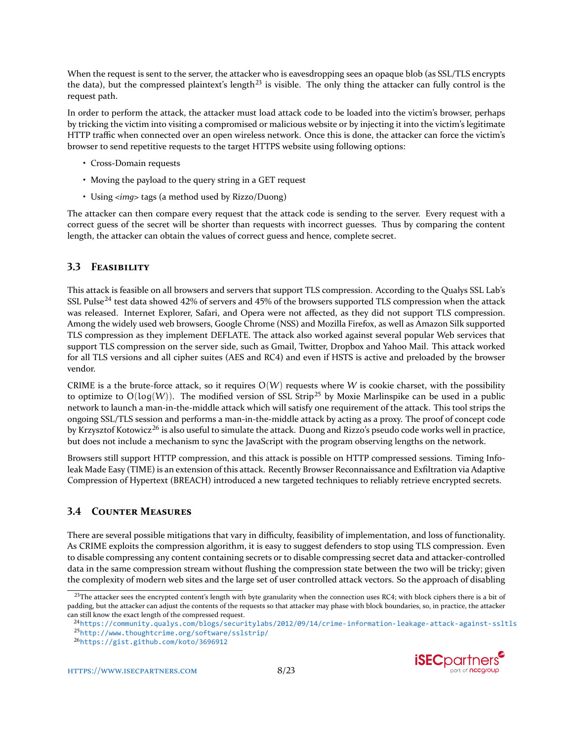When the request is sent to the server, the attacker who is eavesdropping sees an opaque blob (as SSL/TLS encrypts the data), but the compressed plaintext's length[23] is visible. The only thing the attacker can fully control is the request path.

In order to perform the attack, the attacker must load attack code to be loaded into the victim's browser, perhaps by tricking the victim into visiting a compromised or malicious website or by injecting it into the victim's legitimate HTTP traffic when connected over an open wireless network. Once this is done, the attacker can force the victim's browser to send repetitive requests to the target HTTPS website using following options:

- Cross-Domain requests
- Moving the payload to the query string in a GET request
- Using *<img>* tags (a method used by Rizzo/Duong)

The attacker can then compare every request that the attack code is sending to the server. Every request with a correct guess of the secret will be shorter than requests with incorrect guesses. Thus by comparing the content length, the attacker can obtain the values of correct guess and hence, complete secret.

## 3.3 Feasibility

This attack is feasible on all browsers and servers that support TLS compression. According to the Qualys SSL Lab's SSL Pulse[24] test data showed 42% of servers and 45% of the browsers supported TLS compression when the attack was released. Internet Explorer, Safari, and Opera were not affected, as they did not support TLS compression. Among the widely used web browsers, Google Chrome (NSS) and Mozilla Firefox, as well as Amazon Silk supported TLS compression as they implement DEFLATE. The attack also worked against several popular Web services that support TLS compression on the server side, such as Gmail, Twitter, Dropbox and Yahoo Mail. This attack worked for all TLS versions and all cipher suites (AES and RC4) and even if HSTS is active and preloaded by the browser vendor.

CRIME is a the brute-force attack, so it requires $O(W)$ requests where $W$ is cookie charset, with the possibility to optimize to $O(\log(W))$. The modified version of SSL Strip[25] by Moxie Marlinspike can be used in a public network to launch a man-in-the-middle attack which will satisfy one requirement of the attack. This tool strips the ongoing SSL/TLS session and performs a man-in-the-middle attack by acting as a proxy. The proof of concept code by Krzysztof Kotowicz[26] is also useful to simulate the attack. Duong and Rizzo's pseudo code works well in practice, but does not include a mechanism to sync the JavaScript with the program observing lengths on the network.

Browsers still support HTTP compression, and this attack is possible on HTTP compressed sessions. Timing Info-leak Made Easy (TIME) is an extension of this attack. Recently Browser Reconnaissance and Exfiltration via Adaptive Compression of Hypertext (BREACH) introduced a new targeted techniques to reliably retrieve encrypted secrets.

## 3.4 Counter Measures

There are several possible mitigations that vary in difficulty, feasibility of implementation, and loss of functionality. As CRIME exploits the compression algorithm, it is easy to suggest defenders to stop using TLS compression. Even to disable compressing any content containing secrets or to disable compressing secret data and attacker-controlled data in the same compression stream without flushing the compression state between the two will be tricky; given the complexity of modern web sites and the large set of user controlled attack vectors. So the approach of disabling

---

[23] The attacker sees the encrypted content's length with byte granularity when the connection uses RC4; with block ciphers there is a bit of padding, but the attacker can adjust the contents of the requests so that attacker may phase with block boundaries, so, in practice, the attacker can still know the exact length of the compressed request.

[24] https://community.qualys.com/blogs/securitylabs/2012/09/14/crime-information-leakage-attack-against-ssltls

[25] http://www.thoughtcrime.org/software/sslstrip/

[26] https://gist.github.com/koto/3696912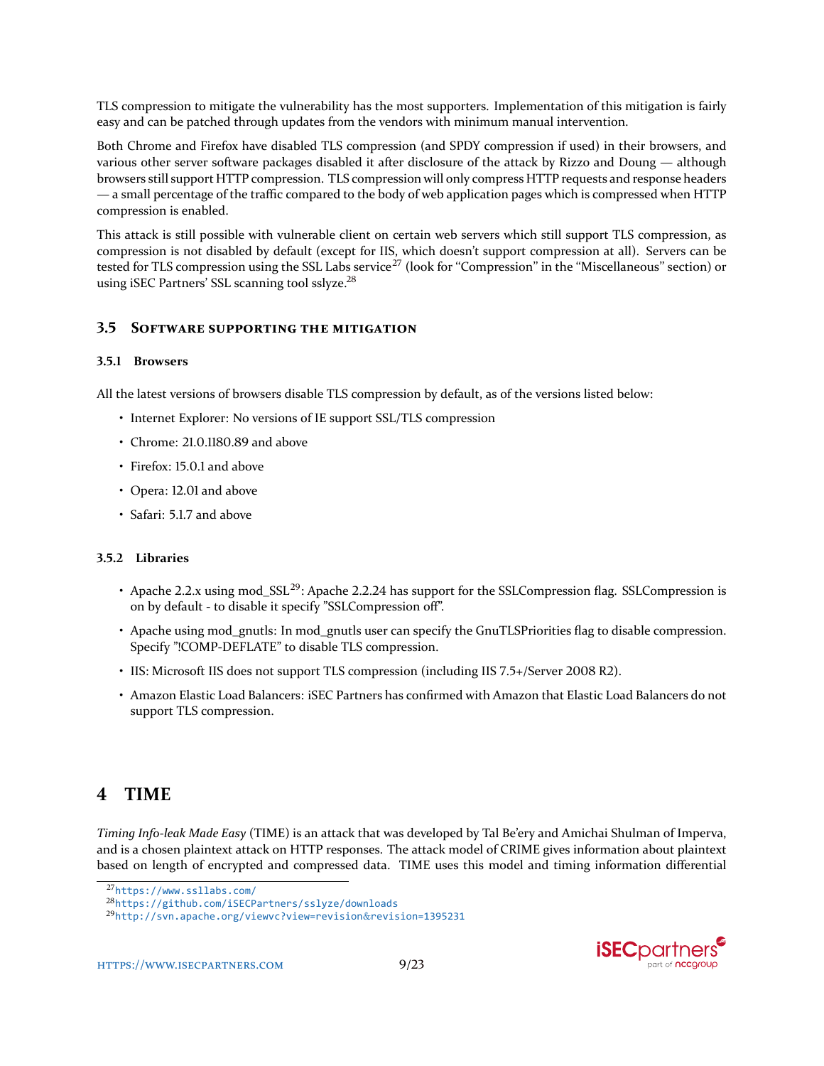TLS compression to mitigate the vulnerability has the most supporters. Implementation of this mitigation is fairly easy and can be patched through updates from the vendors with minimum manual intervention.

Both Chrome and Firefox have disabled TLS compression (and SPDY compression if used) in their browsers, and various other server software packages disabled it after disclosure of the attack by Rizzo and Doung — although browsers still support HTTP compression. TLS compression will only compress HTTP requests and response headers — a small percentage of the traffic compared to the body of web application pages which is compressed when HTTP compression is enabled.

This attack is still possible with vulnerable client on certain web servers which still support TLS compression, as compression is not disabled by default (except for IIS, which doesn't support compression at all). Servers can be tested for TLS compression using the SSL Labs service[27] (look for "Compression" in the "Miscellaneous" section) or using iSEC Partners' SSL scanning tool sslyze.[28]

## 3.5 Software supporting the mitigation

### 3.5.1 Browsers

All the latest versions of browsers disable TLS compression by default, as of the versions listed below:

- Internet Explorer: No versions of IE support SSL/TLS compression
- Chrome: 21.0.1180.89 and above
- Firefox: 15.0.1 and above
- Opera: 12.01 and above
- Safari: 5.1.7 and above

### 3.5.2 Libraries

- Apache 2.2.x using mod_SSL[29]: Apache 2.2.24 has support for the SSLCompression flag. SSLCompression is on by default - to disable it specify "SSLCompression off".
- Apache using mod_gnutls: In mod_gnutls user can specify the GnuTLSPriorities flag to disable compression. Specify "!COMP-DEFLATE" to disable TLS compression.
- IIS: Microsoft IIS does not support TLS compression (including IIS 7.5+/Server 2008 R2).
- Amazon Elastic Load Balancers: iSEC Partners has confirmed with Amazon that Elastic Load Balancers do not support TLS compression.

# 4 TIME

*Timing Info-leak Made Easy* (TIME) is an attack that was developed by Tal Be'ery and Amichai Shulman of Imperva, and is a chosen plaintext attack on HTTP responses. The attack model of CRIME gives information about plaintext based on length of encrypted and compressed data. TIME uses this model and timing information differential

---

[27] https://www.ssllabs.com/

[28] https://github.com/iSECPartners/sslyze/downloads

[29] http://svn.apache.org/viewvc?view=revision&revision=1395231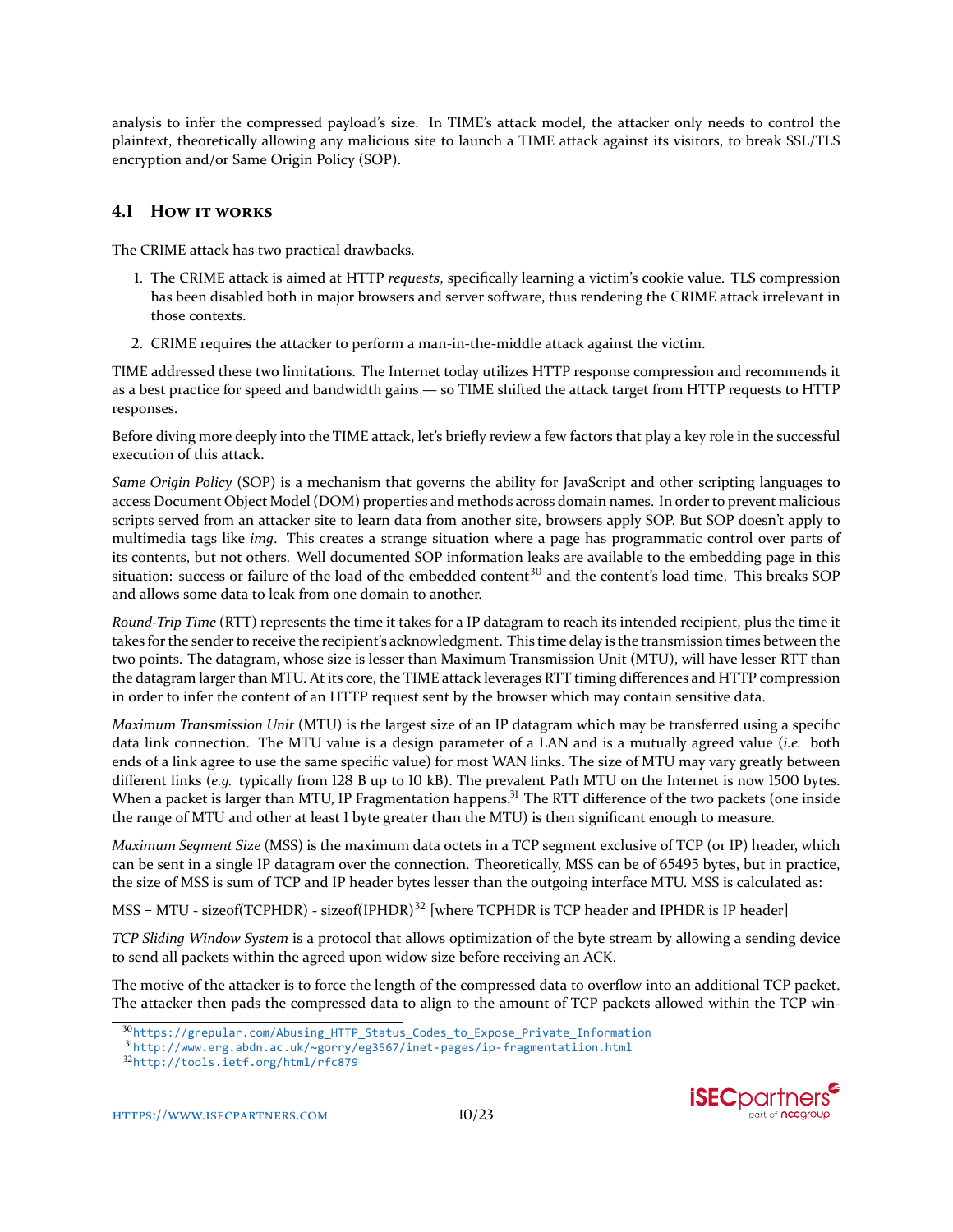analysis to infer the compressed payload's size. In TIME's attack model, the attacker only needs to control the plaintext, theoretically allowing any malicious site to launch a TIME attack against its visitors, to break SSL/TLS encryption and/or Same Origin Policy (SOP).

## 4.1 How it works

The CRIME attack has two practical drawbacks.

1. The CRIME attack is aimed at HTTP *requests*, specifically learning a victim's cookie value. TLS compression has been disabled both in major browsers and server software, thus rendering the CRIME attack irrelevant in those contexts.
2. CRIME requires the attacker to perform a man-in-the-middle attack against the victim.

TIME addressed these two limitations. The Internet today utilizes HTTP response compression and recommends it as a best practice for speed and bandwidth gains — so TIME shifted the attack target from HTTP requests to HTTP responses.

Before diving more deeply into the TIME attack, let's briefly review a few factors that play a key role in the successful execution of this attack.

*Same Origin Policy* (SOP) is a mechanism that governs the ability for JavaScript and other scripting languages to access Document Object Model (DOM) properties and methods across domain names. In order to prevent malicious scripts served from an attacker site to learn data from another site, browsers apply SOP. But SOP doesn't apply to multimedia tags like *img*. This creates a strange situation where a page has programmatic control over parts of its contents, but not others. Well documented SOP information leaks are available to the embedding page in this situation: success or failure of the load of the embedded content[30] and the content's load time. This breaks SOP and allows some data to leak from one domain to another.

*Round-Trip Time* (RTT) represents the time it takes for a IP datagram to reach its intended recipient, plus the time it takes for the sender to receive the recipient's acknowledgment. This time delay is the transmission times between the two points. The datagram, whose size is lesser than Maximum Transmission Unit (MTU), will have lesser RTT than the datagram larger than MTU. At its core, the TIME attack leverages RTT timing differences and HTTP compression in order to infer the content of an HTTP request sent by the browser which may contain sensitive data.

*Maximum Transmission Unit* (MTU) is the largest size of an IP datagram which may be transferred using a specific data link connection. The MTU value is a design parameter of a LAN and is a mutually agreed value (*i.e.* both ends of a link agree to use the same specific value) for most WAN links. The size of MTU may vary greatly between different links (*e.g.* typically from 128 B up to 10 kB). The prevalent Path MTU on the Internet is now 1500 bytes. When a packet is larger than MTU, IP Fragmentation happens.[31] The RTT difference of the two packets (one inside the range of MTU and other at least 1 byte greater than the MTU) is then significant enough to measure.

*Maximum Segment Size* (MSS) is the maximum data octets in a TCP segment exclusive of TCP (or IP) header, which can be sent in a single IP datagram over the connection. Theoretically, MSS can be of 65495 bytes, but in practice, the size of MSS is sum of TCP and IP header bytes lesser than the outgoing interface MTU. MSS is calculated as:

MSS = MTU - sizeof(TCPHDR) - sizeof(IPHDR)[32] [where TCPHDR is TCP header and IPHDR is IP header]

*TCP Sliding Window System* is a protocol that allows optimization of the byte stream by allowing a sending device to send all packets within the agreed upon widow size before receiving an ACK.

The motive of the attacker is to force the length of the compressed data to overflow into an additional TCP packet. The attacker then pads the compressed data to align to the amount of TCP packets allowed within the TCP win-

[30] https://grepular.com/Abusing_HTTP_Status_Codes_to_Expose_Private_Information

[31] http://www.erg.abdn.ac.uk/~gorry/eg3567/inet-pages/ip-fragmentatiion.html

[32] http://tools.ietf.org/html/rfc879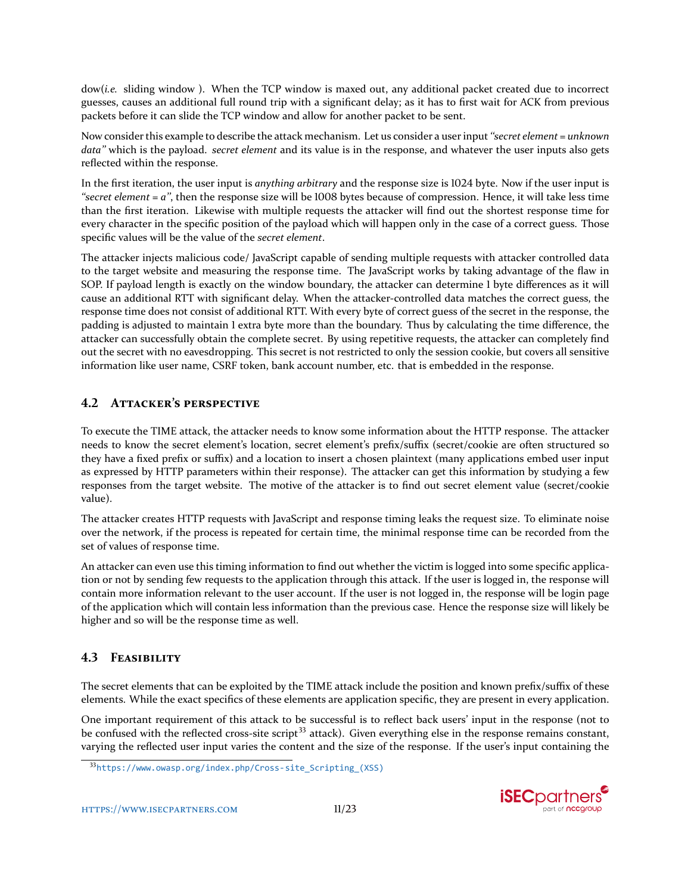dow(*i.e.* sliding window ). When the TCP window is maxed out, any additional packet created due to incorrect guesses, causes an additional full round trip with a significant delay; as it has to first wait for ACK from previous packets before it can slide the TCP window and allow for another packet to be sent.

Now consider this example to describe the attack mechanism. Let us consider a user input *"secret element = unknown data"* which is the payload. *secret element* and its value is in the response, and whatever the user inputs also gets reflected within the response.

In the first iteration, the user input is *anything arbitrary* and the response size is 1024 byte. Now if the user input is *"secret element = a"*, then the response size will be 1008 bytes because of compression. Hence, it will take less time than the first iteration. Likewise with multiple requests the attacker will find out the shortest response time for every character in the specific position of the payload which will happen only in the case of a correct guess. Those specific values will be the value of the *secret element*.

The attacker injects malicious code/ JavaScript capable of sending multiple requests with attacker controlled data to the target website and measuring the response time. The JavaScript works by taking advantage of the flaw in SOP. If payload length is exactly on the window boundary, the attacker can determine 1 byte differences as it will cause an additional RTT with significant delay. When the attacker-controlled data matches the correct guess, the response time does not consist of additional RTT. With every byte of correct guess of the secret in the response, the padding is adjusted to maintain 1 extra byte more than the boundary. Thus by calculating the time difference, the attacker can successfully obtain the complete secret. By using repetitive requests, the attacker can completely find out the secret with no eavesdropping. This secret is not restricted to only the session cookie, but covers all sensitive information like user name, CSRF token, bank account number, etc. that is embedded in the response.

## 4.2 Attacker's perspective

To execute the TIME attack, the attacker needs to know some information about the HTTP response. The attacker needs to know the secret element's location, secret element's prefix/suffix (secret/cookie are often structured so they have a fixed prefix or suffix) and a location to insert a chosen plaintext (many applications embed user input as expressed by HTTP parameters within their response). The attacker can get this information by studying a few responses from the target website. The motive of the attacker is to find out secret element value (secret/cookie value).

The attacker creates HTTP requests with JavaScript and response timing leaks the request size. To eliminate noise over the network, if the process is repeated for certain time, the minimal response time can be recorded from the set of values of response time.

An attacker can even use this timing information to find out whether the victim is logged into some specific application or not by sending few requests to the application through this attack. If the user is logged in, the response will contain more information relevant to the user account. If the user is not logged in, the response will be login page of the application which will contain less information than the previous case. Hence the response size will likely be higher and so will be the response time as well.

## 4.3 Feasibility

The secret elements that can be exploited by the TIME attack include the position and known prefix/suffix of these elements. While the exact specifics of these elements are application specific, they are present in every application.

One important requirement of this attack to be successful is to reflect back users' input in the response (not to be confused with the reflected cross-site script[33] attack). Given everything else in the response remains constant, varying the reflected user input varies the content and the size of the response. If the user's input containing the

[33] https://www.owasp.org/index.php/Cross-site_Scripting_(XSS)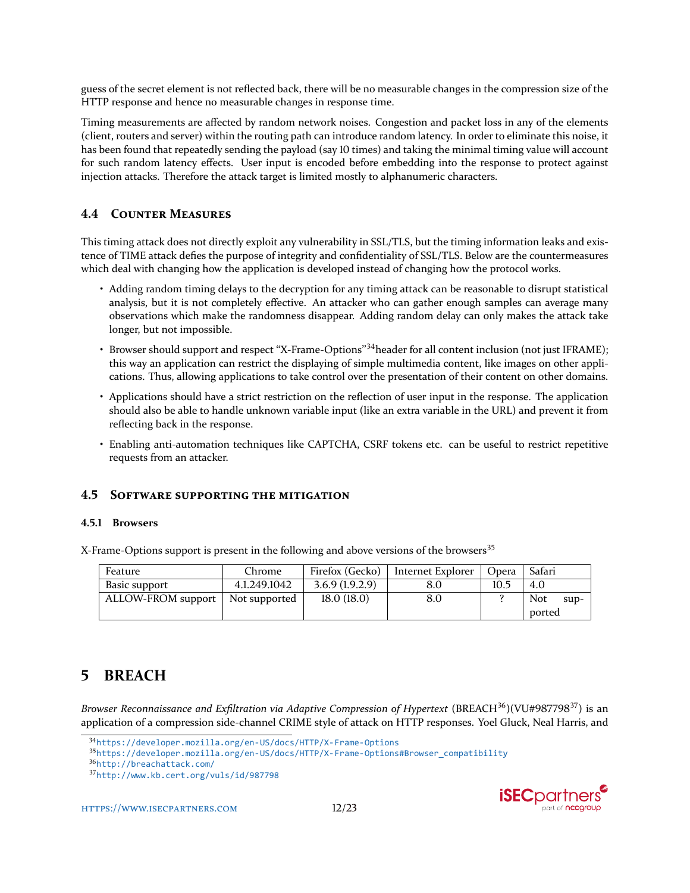guess of the secret element is not reflected back, there will be no measurable changes in the compression size of the HTTP response and hence no measurable changes in response time.

Timing measurements are affected by random network noises. Congestion and packet loss in any of the elements (client, routers and server) within the routing path can introduce random latency. In order to eliminate this noise, it has been found that repeatedly sending the payload (say 10 times) and taking the minimal timing value will account for such random latency effects. User input is encoded before embedding into the response to protect against injection attacks. Therefore the attack target is limited mostly to alphanumeric characters.

### 4.4 Counter Measures

This timing attack does not directly exploit any vulnerability in SSL/TLS, but the timing information leaks and existence of TIME attack defies the purpose of integrity and confidentiality of SSL/TLS. Below are the countermeasures which deal with changing how the application is developed instead of changing how the protocol works.

- Adding random timing delays to the decryption for any timing attack can be reasonable to disrupt statistical analysis, but it is not completely effective. An attacker who can gather enough samples can average many observations which make the randomness disappear. Adding random delay can only makes the attack take longer, but not impossible.
- Browser should support and respect "X-Frame-Options"[34]header for all content inclusion (not just IFRAME); this way an application can restrict the displaying of simple multimedia content, like images on other applications. Thus, allowing applications to take control over the presentation of their content on other domains.
- Applications should have a strict restriction on the reflection of user input in the response. The application should also be able to handle unknown variable input (like an extra variable in the URL) and prevent it from reflecting back in the response.
- Enabling anti-automation techniques like CAPTCHA, CSRF tokens etc. can be useful to restrict repetitive requests from an attacker.

### 4.5 Software supporting the mitigation

#### 4.5.1 Browsers

X-Frame-Options support is present in the following and above versions of the browsers[35]

| Feature | Chrome | Firefox (Gecko) | Internet Explorer | Opera | Safari |
|---|---|---|---|---|---|
| Basic support | 4.1.249.1042 | 3.6.9 (1.9.2.9) | 8.0 | 10.5 | 4.0 |
| ALLOW-FROM support | Not supported | 18.0 (18.0) | 8.0 | ? | Not supported |

## 5 BREACH

*Browser Reconnaissance and Exfiltration via Adaptive Compression of Hypertext* (BREACH[36])(VU#987798[37]) is an application of a compression side-channel CRIME style of attack on HTTP responses. Yoel Gluck, Neal Harris, and

[34] https://developer.mozilla.org/en-US/docs/HTTP/X-Frame-Options

[35] https://developer.mozilla.org/en-US/docs/HTTP/X-Frame-Options#Browser_compatibility

[36] http://breachattack.com/

[37] http://www.kb.cert.org/vuls/id/987798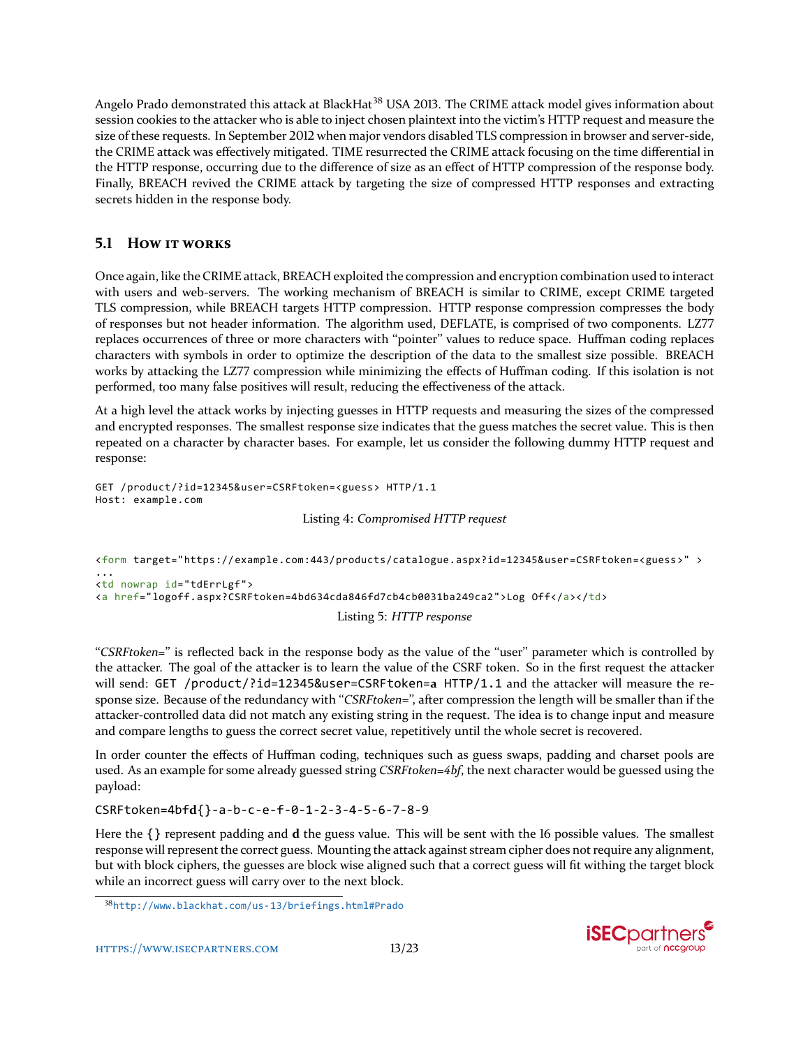Angelo Prado demonstrated this attack at BlackHat[38] USA 2013. The CRIME attack model gives information about session cookies to the attacker who is able to inject chosen plaintext into the victim's HTTP request and measure the size of these requests. In September 2012 when major vendors disabled TLS compression in browser and server-side, the CRIME attack was effectively mitigated. TIME resurrected the CRIME attack focusing on the time differential in the HTTP response, occurring due to the difference of size as an effect of HTTP compression of the response body. Finally, BREACH revived the CRIME attack by targeting the size of compressed HTTP responses and extracting secrets hidden in the response body.

## 5.1 How it works

Once again, like the CRIME attack, BREACH exploited the compression and encryption combination used to interact with users and web-servers. The working mechanism of BREACH is similar to CRIME, except CRIME targeted TLS compression, while BREACH targets HTTP compression. HTTP response compression compresses the body of responses but not header information. The algorithm used, DEFLATE, is comprised of two components. LZ77 replaces occurrences of three or more characters with "pointer" values to reduce space. Huffman coding replaces characters with symbols in order to optimize the description of the data to the smallest size possible. BREACH works by attacking the LZ77 compression while minimizing the effects of Huffman coding. If this isolation is not performed, too many false positives will result, reducing the effectiveness of the attack.

At a high level the attack works by injecting guesses in HTTP requests and measuring the sizes of the compressed and encrypted responses. The smallest response size indicates that the guess matches the secret value. This is then repeated on a character by character bases. For example, let us consider the following dummy HTTP request and response:

```
GET /product/?id=12345&user=CSRFtoken=<guess> HTTP/1.1
Host: example.com
```

Listing 4: *Compromised HTTP request*

```
<form target="https://example.com:443/products/catalogue.aspx?id=12345&user=CSRFtoken=<guess>" >
...
<td nowrap id="tdErrLgf">
<a href="logoff.aspx?CSRFtoken=4bd634cda846fd7cb4cb0031ba249ca2">Log Off</a></td>
```

Listing 5: *HTTP response*

"*CSRFtoken=*" is reflected back in the response body as the value of the "user" parameter which is controlled by the attacker. The goal of the attacker is to learn the value of the CSRF token. So in the first request the attacker will send: `GET /product/?id=12345&user=CSRFtoken=`**a** `HTTP/1.1` and the attacker will measure the response size. Because of the redundancy with "*CSRFtoken=*", after compression the length will be smaller than if the attacker-controlled data did not match any existing string in the request. The idea is to change input and measure and compare lengths to guess the correct secret value, repetitively until the whole secret is recovered.

In order counter the effects of Huffman coding, techniques such as guess swaps, padding and charset pools are used. As an example for some already guessed string *CSRFtoken=4bf*, the next character would be guessed using the payload:

`CSRFtoken=4bf`**d**`{}-a-b-c-e-f-0-1-2-3-4-5-6-7-8-9`

Here the {} represent padding and **d** the guess value. This will be sent with the 16 possible values. The smallest response will represent the correct guess. Mounting the attack against stream cipher does not require any alignment, but with block ciphers, the guesses are block wise aligned such that a correct guess will fit withing the target block while an incorrect guess will carry over to the next block.

[38] http://www.blackhat.com/us-13/briefings.html#Prado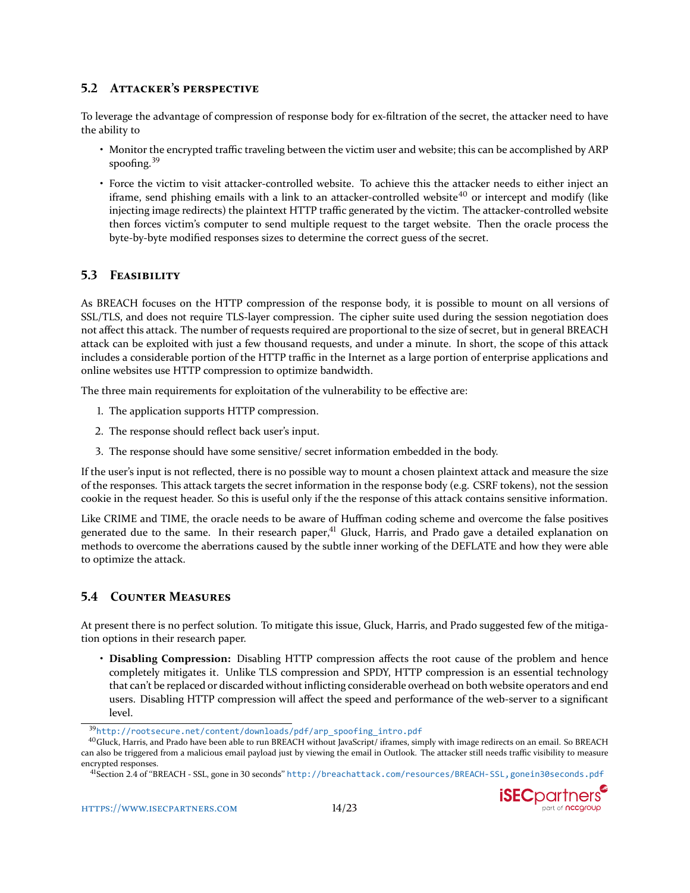## 5.2 Attacker's perspective

To leverage the advantage of compression of response body for ex-filtration of the secret, the attacker need to have the ability to

- Monitor the encrypted traffic traveling between the victim user and website; this can be accomplished by ARP spoofing.[39]
- Force the victim to visit attacker-controlled website. To achieve this the attacker needs to either inject an iframe, send phishing emails with a link to an attacker-controlled website[40] or intercept and modify (like injecting image redirects) the plaintext HTTP traffic generated by the victim. The attacker-controlled website then forces victim's computer to send multiple request to the target website. Then the oracle process the byte-by-byte modified responses sizes to determine the correct guess of the secret.

## 5.3 Feasibility

As BREACH focuses on the HTTP compression of the response body, it is possible to mount on all versions of SSL/TLS, and does not require TLS-layer compression. The cipher suite used during the session negotiation does not affect this attack. The number of requests required are proportional to the size of secret, but in general BREACH attack can be exploited with just a few thousand requests, and under a minute. In short, the scope of this attack includes a considerable portion of the HTTP traffic in the Internet as a large portion of enterprise applications and online websites use HTTP compression to optimize bandwidth.

The three main requirements for exploitation of the vulnerability to be effective are:

1. The application supports HTTP compression.
2. The response should reflect back user's input.
3. The response should have some sensitive/ secret information embedded in the body.

If the user's input is not reflected, there is no possible way to mount a chosen plaintext attack and measure the size of the responses. This attack targets the secret information in the response body (e.g. CSRF tokens), not the session cookie in the request header. So this is useful only if the the response of this attack contains sensitive information.

Like CRIME and TIME, the oracle needs to be aware of Huffman coding scheme and overcome the false positives generated due to the same. In their research paper,[41] Gluck, Harris, and Prado gave a detailed explanation on methods to overcome the aberrations caused by the subtle inner working of the DEFLATE and how they were able to optimize the attack.

## 5.4 Counter Measures

At present there is no perfect solution. To mitigate this issue, Gluck, Harris, and Prado suggested few of the mitigation options in their research paper.

- **Disabling Compression:** Disabling HTTP compression affects the root cause of the problem and hence completely mitigates it. Unlike TLS compression and SPDY, HTTP compression is an essential technology that can't be replaced or discarded without inflicting considerable overhead on both website operators and end users. Disabling HTTP compression will affect the speed and performance of the web-server to a significant level.

---

[39] http://rootsecure.net/content/downloads/pdf/arp_spoofing_intro.pdf

[40] Gluck, Harris, and Prado have been able to run BREACH without JavaScript/ iframes, simply with image redirects on an email. So BREACH can also be triggered from a malicious email payload just by viewing the email in Outlook. The attacker still needs traffic visibility to measure encrypted responses.

[41] Section 2.4 of "BREACH - SSL, gone in 30 seconds" http://breachattack.com/resources/BREACH-SSL,gonein30seconds.pdf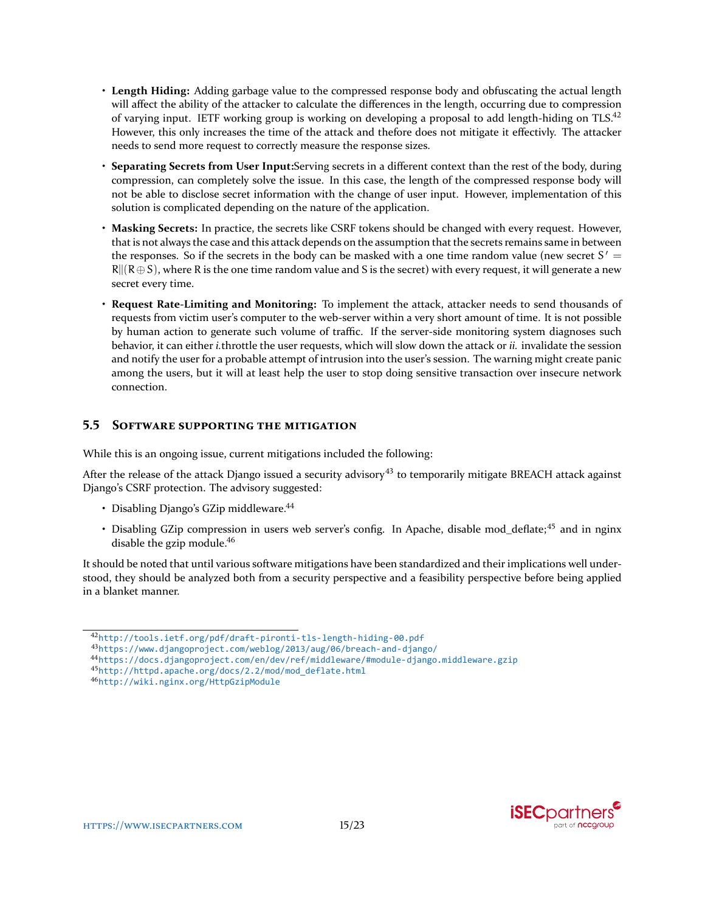- **Length Hiding:** Adding garbage value to the compressed response body and obfuscating the actual length will affect the ability of the attacker to calculate the differences in the length, occurring due to compression of varying input. IETF working group is working on developing a proposal to add length-hiding on TLS.[42] However, this only increases the time of the attack and thefore does not mitigate it effectivly. The attacker needs to send more request to correctly measure the response sizes.
- **Separating Secrets from User Input:**Serving secrets in a different context than the rest of the body, during compression, can completely solve the issue. In this case, the length of the compressed response body will not be able to disclose secret information with the change of user input. However, implementation of this solution is complicated depending on the nature of the application.
- **Masking Secrets:** In practice, the secrets like CSRF tokens should be changed with every request. However, that is not always the case and this attack depends on the assumption that the secrets remains same in between the responses. So if the secrets in the body can be masked with a one time random value (new secret $S' = R||(R \oplus S)$, where R is the one time random value and S is the secret) with every request, it will generate a new secret every time.
- **Request Rate-Limiting and Monitoring:** To implement the attack, attacker needs to send thousands of requests from victim user's computer to the web-server within a very short amount of time. It is not possible by human action to generate such volume of traffic. If the server-side monitoring system diagnoses such behavior, it can either *i.*throttle the user requests, which will slow down the attack or *ii.* invalidate the session and notify the user for a probable attempt of intrusion into the user's session. The warning might create panic among the users, but it will at least help the user to stop doing sensitive transaction over insecure network connection.

## 5.5 Software supporting the mitigation

While this is an ongoing issue, current mitigations included the following:

After the release of the attack Django issued a security advisory[43] to temporarily mitigate BREACH attack against Django's CSRF protection. The advisory suggested:

- Disabling Django's GZip middleware.[44]
- Disabling GZip compression in users web server's config. In Apache, disable mod_deflate;[45] and in nginx disable the gzip module.[46]

It should be noted that until various software mitigations have been standardized and their implications well understood, they should be analyzed both from a security perspective and a feasibility perspective before being applied in a blanket manner.

---

[42] http://tools.ietf.org/pdf/draft-pironti-tls-length-hiding-00.pdf

[43] https://www.djangoproject.com/weblog/2013/aug/06/breach-and-django/

[44] https://docs.djangoproject.com/en/dev/ref/middleware/#module-django.middleware.gzip

[45] http://httpd.apache.org/docs/2.2/mod/mod_deflate.html

[46] http://wiki.nginx.org/HttpGzipModule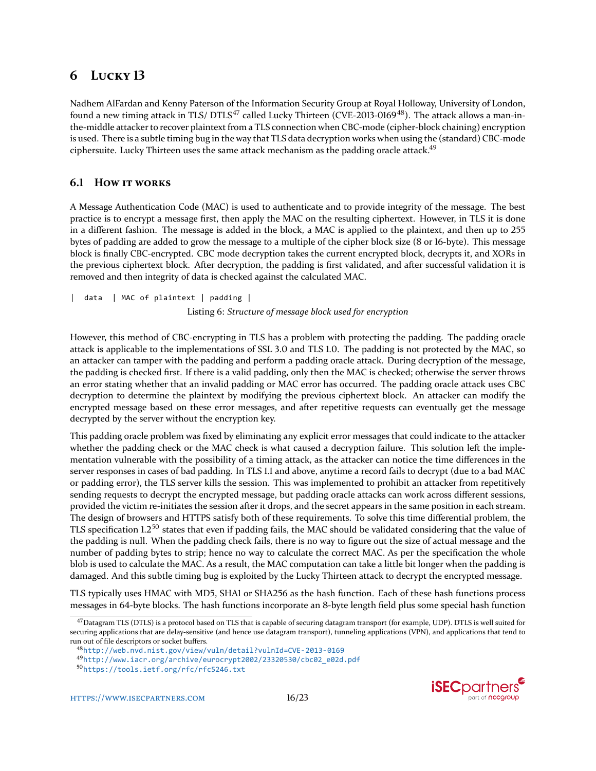# 6 Lucky 13

Nadhem AlFardan and Kenny Paterson of the Information Security Group at Royal Holloway, University of London, found a new timing attack in TLS/ DTLS[47] called Lucky Thirteen (CVE-2013-0169[48]). The attack allows a man-in-the-middle attacker to recover plaintext from a TLS connection when CBC-mode (cipher-block chaining) encryption is used. There is a subtle timing bug in the way that TLS data decryption works when using the (standard) CBC-mode ciphersuite. Lucky Thirteen uses the same attack mechanism as the padding oracle attack.[49]

## 6.1 How it works

A Message Authentication Code (MAC) is used to authenticate and to provide integrity of the message. The best practice is to encrypt a message first, then apply the MAC on the resulting ciphertext. However, in TLS it is done in a different fashion. The message is added in the block, a MAC is applied to the plaintext, and then up to 255 bytes of padding are added to grow the message to a multiple of the cipher block size (8 or 16-byte). This message block is finally CBC-encrypted. CBC mode decryption takes the current encrypted block, decrypts it, and XORs in the previous ciphertext block. After decryption, the padding is first validated, and after successful validation it is removed and then integrity of data is checked against the calculated MAC.

```
|  data  | MAC of plaintext | padding |
```

Listing 6: *Structure of message block used for encryption*

However, this method of CBC-encrypting in TLS has a problem with protecting the padding. The padding oracle attack is applicable to the implementations of SSL 3.0 and TLS 1.0. The padding is not protected by the MAC, so an attacker can tamper with the padding and perform a padding oracle attack. During decryption of the message, the padding is checked first. If there is a valid padding, only then the MAC is checked; otherwise the server throws an error stating whether that an invalid padding or MAC error has occurred. The padding oracle attack uses CBC decryption to determine the plaintext by modifying the previous ciphertext block. An attacker can modify the encrypted message based on these error messages, and after repetitive requests can eventually get the message decrypted by the server without the encryption key.

This padding oracle problem was fixed by eliminating any explicit error messages that could indicate to the attacker whether the padding check or the MAC check is what caused a decryption failure. This solution left the implementation vulnerable with the possibility of a timing attack, as the attacker can notice the time differences in the server responses in cases of bad padding. In TLS 1.1 and above, anytime a record fails to decrypt (due to a bad MAC or padding error), the TLS server kills the session. This was implemented to prohibit an attacker from repetitively sending requests to decrypt the encrypted message, but padding oracle attacks can work across different sessions, provided the victim re-initiates the session after it drops, and the secret appears in the same position in each stream. The design of browsers and HTTPS satisfy both of these requirements. To solve this time differential problem, the TLS specification 1.2[50] states that even if padding fails, the MAC should be validated considering that the value of the padding is null. When the padding check fails, there is no way to figure out the size of actual message and the number of padding bytes to strip; hence no way to calculate the correct MAC. As per the specification the whole blob is used to calculate the MAC. As a result, the MAC computation can take a little bit longer when the padding is damaged. And this subtle timing bug is exploited by the Lucky Thirteen attack to decrypt the encrypted message.

TLS typically uses HMAC with MD5, SHA1 or SHA256 as the hash function. Each of these hash functions process messages in 64-byte blocks. The hash functions incorporate an 8-byte length field plus some special hash function

---

[47] Datagram TLS (DTLS) is a protocol based on TLS that is capable of securing datagram transport (for example, UDP). DTLS is well suited for securing applications that are delay-sensitive (and hence use datagram transport), tunneling applications (VPN), and applications that tend to run out of file descriptors or socket buffers.

[48] http://web.nvd.nist.gov/view/vuln/detail?vulnId=CVE-2013-0169

[49] http://www.iacr.org/archive/eurocrypt2002/23320530/cbc02_e02d.pdf

[50] https://tools.ietf.org/rfc/rfc5246.txt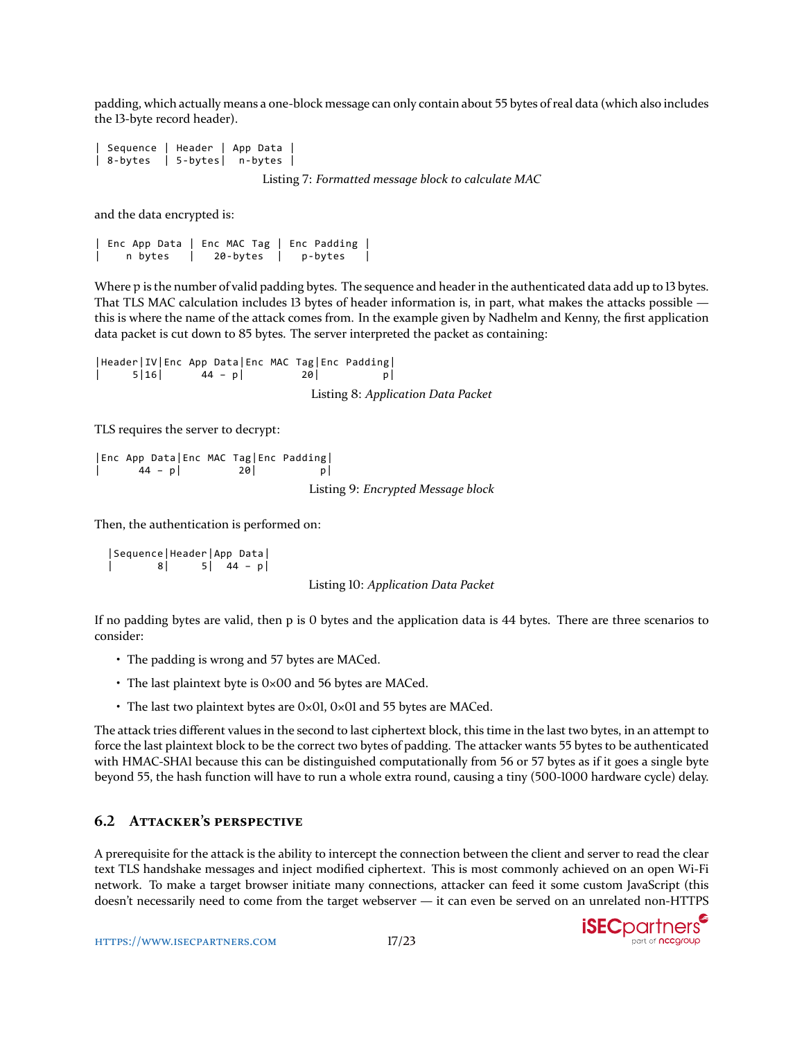padding, which actually means a one-block message can only contain about 55 bytes of real data (which also includes the 13-byte record header).

```
| Sequence | Header | App Data |
| 8-bytes  | 5-bytes|  n-bytes |
```

Listing 7: *Formatted message block to calculate MAC*

and the data encrypted is:

```
| Enc App Data | Enc MAC Tag | Enc Padding |
|    n bytes   |   20-bytes  |   p-bytes   |
```

Where p is the number of valid padding bytes. The sequence and header in the authenticated data add up to 13 bytes. That TLS MAC calculation includes 13 bytes of header information is, in part, what makes the attacks possible — this is where the name of the attack comes from. In the example given by Nadhelm and Kenny, the first application data packet is cut down to 85 bytes. The server interpreted the packet as containing:

```
|Header|IV|Enc App Data|Enc MAC Tag|Enc Padding|
|     5|16|      44 - p|         20|          p|
```

Listing 8: *Application Data Packet*

TLS requires the server to decrypt:

```
|Enc App Data|Enc MAC Tag|Enc Padding|
|      44 - p|         20|          p|
```

Listing 9: *Encrypted Message block*

Then, the authentication is performed on:

```
|Sequence|Header|App Data|
|       8|     5|  44 - p|
```

Listing 10: *Application Data Packet*

If no padding bytes are valid, then p is 0 bytes and the application data is 44 bytes. There are three scenarios to consider:

- The padding is wrong and 57 bytes are MACed.
- The last plaintext byte is 0×00 and 56 bytes are MACed.
- The last two plaintext bytes are 0×01, 0×01 and 55 bytes are MACed.

The attack tries different values in the second to last ciphertext block, this time in the last two bytes, in an attempt to force the last plaintext block to be the correct two bytes of padding. The attacker wants 55 bytes to be authenticated with HMAC-SHA1 because this can be distinguished computationally from 56 or 57 bytes as if it goes a single byte beyond 55, the hash function will have to run a whole extra round, causing a tiny (500-1000 hardware cycle) delay.

## 6.2 Attacker's perspective

A prerequisite for the attack is the ability to intercept the connection between the client and server to read the clear text TLS handshake messages and inject modified ciphertext. This is most commonly achieved on an open Wi-Fi network. To make a target browser initiate many connections, attacker can feed it some custom JavaScript (this doesn't necessarily need to come from the target webserver — it can even be served on an unrelated non-HTTPS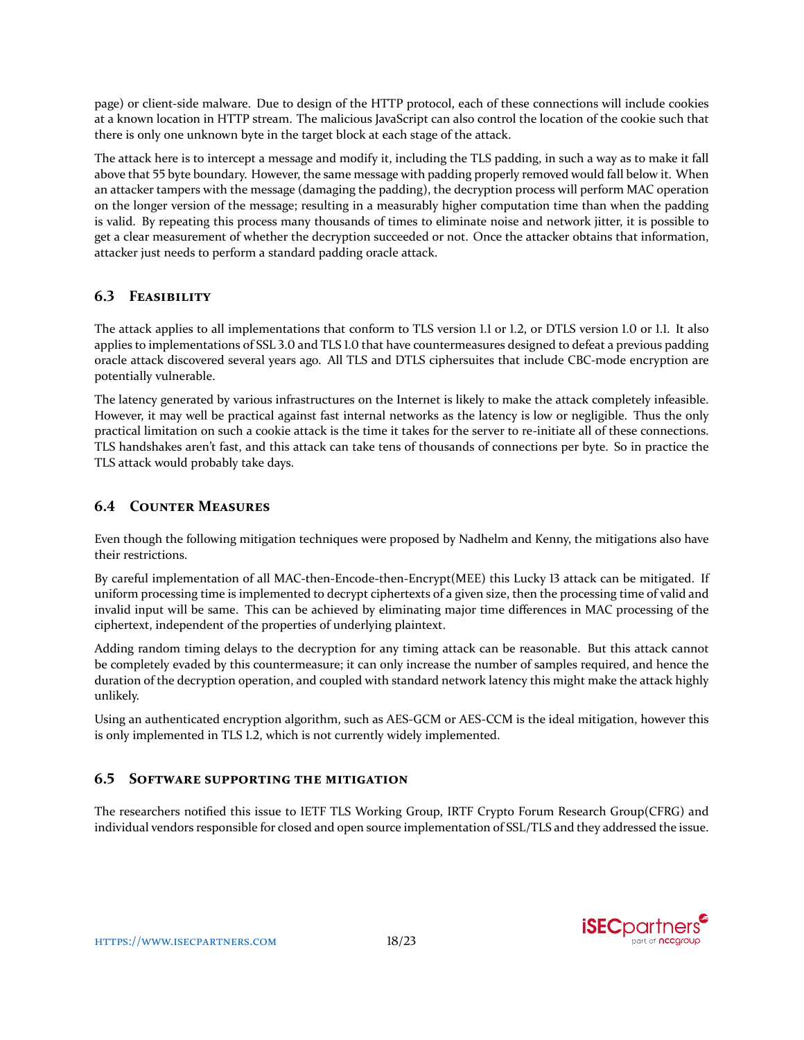page) or client-side malware. Due to design of the HTTP protocol, each of these connections will include cookies at a known location in HTTP stream. The malicious JavaScript can also control the location of the cookie such that there is only one unknown byte in the target block at each stage of the attack.

The attack here is to intercept a message and modify it, including the TLS padding, in such a way as to make it fall above that 55 byte boundary. However, the same message with padding properly removed would fall below it. When an attacker tampers with the message (damaging the padding), the decryption process will perform MAC operation on the longer version of the message; resulting in a measurably higher computation time than when the padding is valid. By repeating this process many thousands of times to eliminate noise and network jitter, it is possible to get a clear measurement of whether the decryption succeeded or not. Once the attacker obtains that information, attacker just needs to perform a standard padding oracle attack.

### 6.3 Feasibility

The attack applies to all implementations that conform to TLS version 1.1 or 1.2, or DTLS version 1.0 or 1.1. It also applies to implementations of SSL 3.0 and TLS 1.0 that have countermeasures designed to defeat a previous padding oracle attack discovered several years ago. All TLS and DTLS ciphersuites that include CBC-mode encryption are potentially vulnerable.

The latency generated by various infrastructures on the Internet is likely to make the attack completely infeasible. However, it may well be practical against fast internal networks as the latency is low or negligible. Thus the only practical limitation on such a cookie attack is the time it takes for the server to re-initiate all of these connections. TLS handshakes aren't fast, and this attack can take tens of thousands of connections per byte. So in practice the TLS attack would probably take days.

### 6.4 Counter Measures

Even though the following mitigation techniques were proposed by Nadhelm and Kenny, the mitigations also have their restrictions.

By careful implementation of all MAC-then-Encode-then-Encrypt(MEE) this Lucky 13 attack can be mitigated. If uniform processing time is implemented to decrypt ciphertexts of a given size, then the processing time of valid and invalid input will be same. This can be achieved by eliminating major time differences in MAC processing of the ciphertext, independent of the properties of underlying plaintext.

Adding random timing delays to the decryption for any timing attack can be reasonable. But this attack cannot be completely evaded by this countermeasure; it can only increase the number of samples required, and hence the duration of the decryption operation, and coupled with standard network latency this might make the attack highly unlikely.

Using an authenticated encryption algorithm, such as AES-GCM or AES-CCM is the ideal mitigation, however this is only implemented in TLS 1.2, which is not currently widely implemented.

### 6.5 Software supporting the mitigation

The researchers notified this issue to IETF TLS Working Group, IRTF Crypto Forum Research Group(CFRG) and individual vendors responsible for closed and open source implementation of SSL/TLS and they addressed the issue.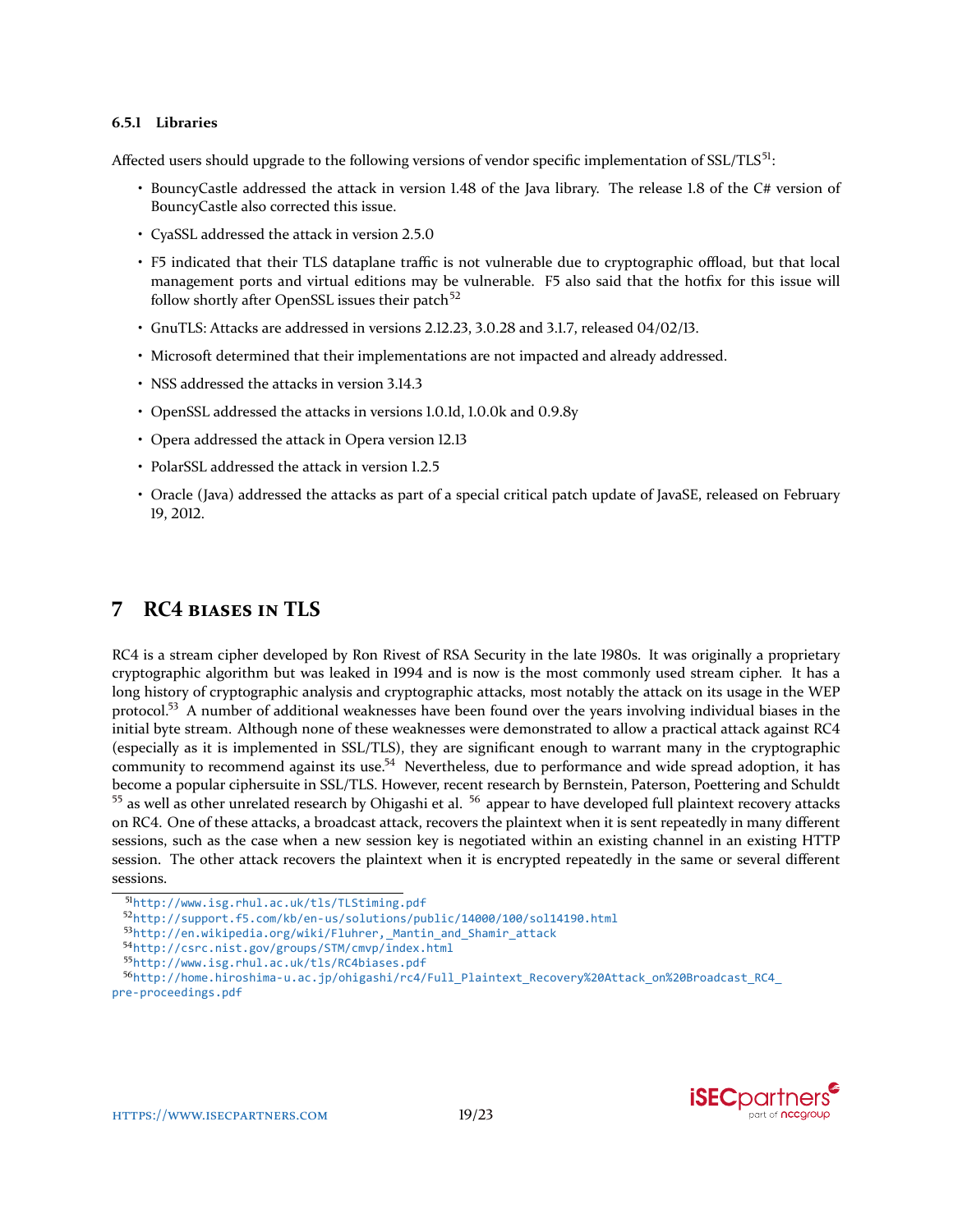### 6.5.1 Libraries

Affected users should upgrade to the following versions of vendor specific implementation of SSL/TLS[51]:

- BouncyCastle addressed the attack in version 1.48 of the Java library. The release 1.8 of the C# version of BouncyCastle also corrected this issue.
- CyaSSL addressed the attack in version 2.5.0
- F5 indicated that their TLS dataplane traffic is not vulnerable due to cryptographic offload, but that local management ports and virtual editions may be vulnerable. F5 also said that the hotfix for this issue will follow shortly after OpenSSL issues their patch[52]
- GnuTLS: Attacks are addressed in versions 2.12.23, 3.0.28 and 3.1.7, released 04/02/13.
- Microsoft determined that their implementations are not impacted and already addressed.
- NSS addressed the attacks in version 3.14.3
- OpenSSL addressed the attacks in versions 1.0.1d, 1.0.0k and 0.9.8y
- Opera addressed the attack in Opera version 12.13
- PolarSSL addressed the attack in version 1.2.5
- Oracle (Java) addressed the attacks as part of a special critical patch update of JavaSE, released on February 19, 2012.

# 7 RC4 biases in TLS

RC4 is a stream cipher developed by Ron Rivest of RSA Security in the late 1980s. It was originally a proprietary cryptographic algorithm but was leaked in 1994 and is now is the most commonly used stream cipher. It has a long history of cryptographic analysis and cryptographic attacks, most notably the attack on its usage in the WEP protocol.[53] A number of additional weaknesses have been found over the years involving individual biases in the initial byte stream. Although none of these weaknesses were demonstrated to allow a practical attack against RC4 (especially as it is implemented in SSL/TLS), they are significant enough to warrant many in the cryptographic community to recommend against its use.[54] Nevertheless, due to performance and wide spread adoption, it has become a popular ciphersuite in SSL/TLS. However, recent research by Bernstein, Paterson, Poettering and Schuldt [55] as well as other unrelated research by Ohigashi et al. [56] appear to have developed full plaintext recovery attacks on RC4. One of these attacks, a broadcast attack, recovers the plaintext when it is sent repeatedly in many different sessions, such as the case when a new session key is negotiated within an existing channel in an existing HTTP session. The other attack recovers the plaintext when it is encrypted repeatedly in the same or several different sessions.

---

[51] http://www.isg.rhul.ac.uk/tls/TLStiming.pdf

[52] http://support.f5.com/kb/en-us/solutions/public/14000/100/sol14190.html

[53] http://en.wikipedia.org/wiki/Fluhrer,_Mantin_and_Shamir_attack

[54] http://csrc.nist.gov/groups/STM/cmvp/index.html

[55] http://www.isg.rhul.ac.uk/tls/RC4biases.pdf

[56] http://home.hiroshima-u.ac.jp/ohigashi/rc4/Full_Plaintext_Recovery%20Attack_on%20Broadcast_RC4_pre-proceedings.pdf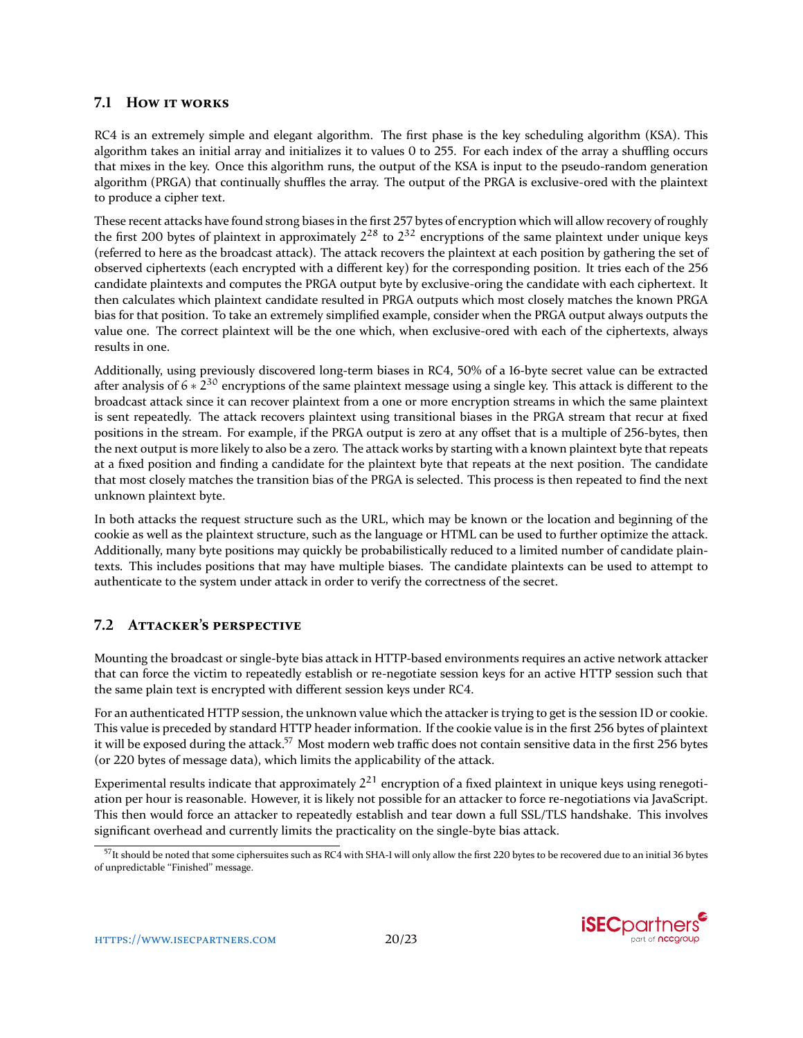## 7.1 How it works

RC4 is an extremely simple and elegant algorithm. The first phase is the key scheduling algorithm (KSA). This algorithm takes an initial array and initializes it to values 0 to 255. For each index of the array a shuffling occurs that mixes in the key. Once this algorithm runs, the output of the KSA is input to the pseudo-random generation algorithm (PRGA) that continually shuffles the array. The output of the PRGA is exclusive-ored with the plaintext to produce a cipher text.

These recent attacks have found strong biases in the first 257 bytes of encryption which will allow recovery of roughly the first 200 bytes of plaintext in approximately $2^{28}$ to $2^{32}$ encryptions of the same plaintext under unique keys (referred to here as the broadcast attack). The attack recovers the plaintext at each position by gathering the set of observed ciphertexts (each encrypted with a different key) for the corresponding position. It tries each of the 256 candidate plaintexts and computes the PRGA output byte by exclusive-oring the candidate with each ciphertext. It then calculates which plaintext candidate resulted in PRGA outputs which most closely matches the known PRGA bias for that position. To take an extremely simplified example, consider when the PRGA output always outputs the value one. The correct plaintext will be the one which, when exclusive-ored with each of the ciphertexts, always results in one.

Additionally, using previously discovered long-term biases in RC4, 50% of a 16-byte secret value can be extracted after analysis of $6 * 2^{30}$ encryptions of the same plaintext message using a single key. This attack is different to the broadcast attack since it can recover plaintext from a one or more encryption streams in which the same plaintext is sent repeatedly. The attack recovers plaintext using transitional biases in the PRGA stream that recur at fixed positions in the stream. For example, if the PRGA output is zero at any offset that is a multiple of 256-bytes, then the next output is more likely to also be a zero. The attack works by starting with a known plaintext byte that repeats at a fixed position and finding a candidate for the plaintext byte that repeats at the next position. The candidate that most closely matches the transition bias of the PRGA is selected. This process is then repeated to find the next unknown plaintext byte.

In both attacks the request structure such as the URL, which may be known or the location and beginning of the cookie as well as the plaintext structure, such as the language or HTML can be used to further optimize the attack. Additionally, many byte positions may quickly be probabilistically reduced to a limited number of candidate plaintexts. This includes positions that may have multiple biases. The candidate plaintexts can be used to attempt to authenticate to the system under attack in order to verify the correctness of the secret.

## 7.2 Attacker's perspective

Mounting the broadcast or single-byte bias attack in HTTP-based environments requires an active network attacker that can force the victim to repeatedly establish or re-negotiate session keys for an active HTTP session such that the same plain text is encrypted with different session keys under RC4.

For an authenticated HTTP session, the unknown value which the attacker is trying to get is the session ID or cookie. This value is preceded by standard HTTP header information. If the cookie value is in the first 256 bytes of plaintext it will be exposed during the attack.[57] Most modern web traffic does not contain sensitive data in the first 256 bytes (or 220 bytes of message data), which limits the applicability of the attack.

Experimental results indicate that approximately $2^{21}$ encryption of a fixed plaintext in unique keys using renegotiation per hour is reasonable. However, it is likely not possible for an attacker to force re-negotiations via JavaScript. This then would force an attacker to repeatedly establish and tear down a full SSL/TLS handshake. This involves significant overhead and currently limits the practicality on the single-byte bias attack.

[57] It should be noted that some ciphersuites such as RC4 with SHA-1 will only allow the first 220 bytes to be recovered due to an initial 36 bytes of unpredictable "Finished" message.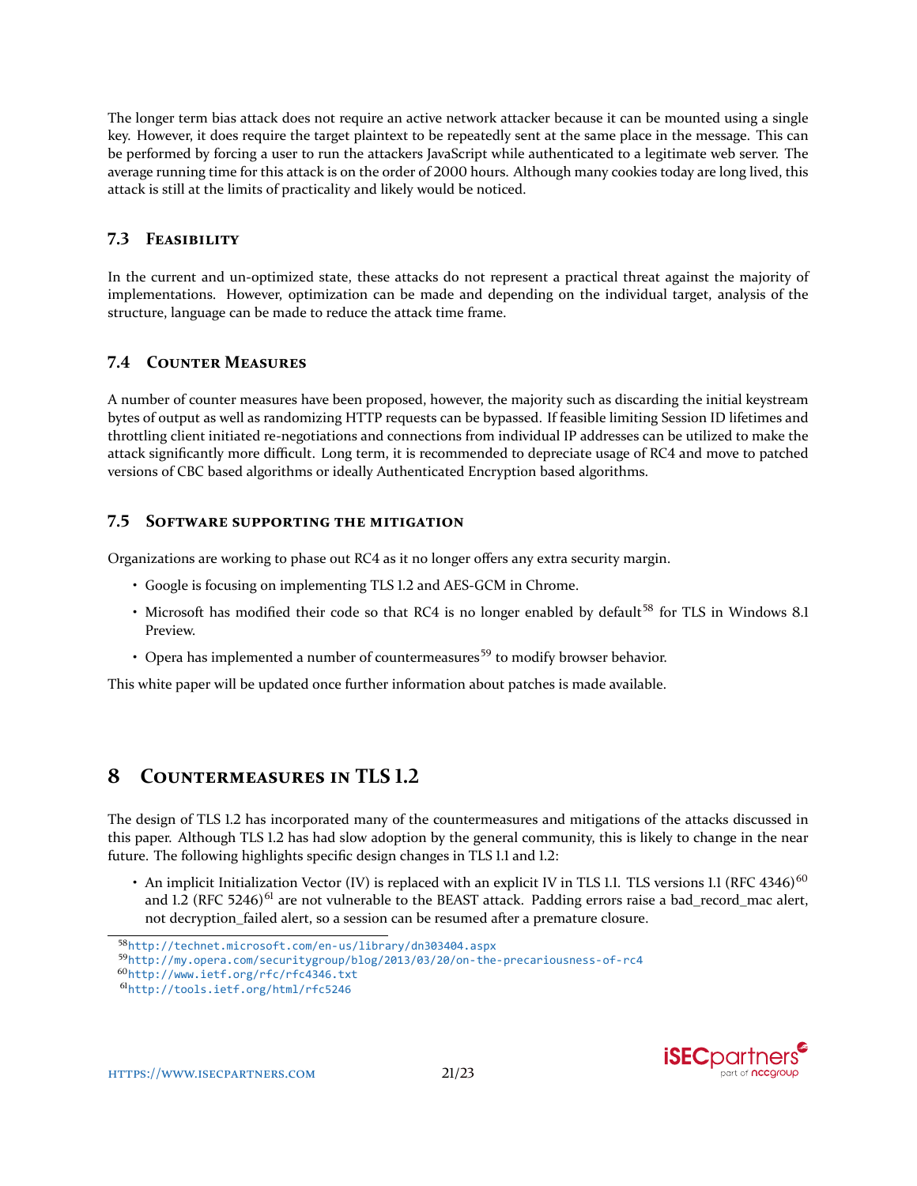The longer term bias attack does not require an active network attacker because it can be mounted using a single key. However, it does require the target plaintext to be repeatedly sent at the same place in the message. This can be performed by forcing a user to run the attackers JavaScript while authenticated to a legitimate web server. The average running time for this attack is on the order of 2000 hours. Although many cookies today are long lived, this attack is still at the limits of practicality and likely would be noticed.

### 7.3 Feasibility

In the current and un-optimized state, these attacks do not represent a practical threat against the majority of implementations. However, optimization can be made and depending on the individual target, analysis of the structure, language can be made to reduce the attack time frame.

### 7.4 Counter Measures

A number of counter measures have been proposed, however, the majority such as discarding the initial keystream bytes of output as well as randomizing HTTP requests can be bypassed. If feasible limiting Session ID lifetimes and throttling client initiated re-negotiations and connections from individual IP addresses can be utilized to make the attack significantly more difficult. Long term, it is recommended to depreciate usage of RC4 and move to patched versions of CBC based algorithms or ideally Authenticated Encryption based algorithms.

### 7.5 Software supporting the mitigation

Organizations are working to phase out RC4 as it no longer offers any extra security margin.

- Google is focusing on implementing TLS 1.2 and AES-GCM in Chrome.
- Microsoft has modified their code so that RC4 is no longer enabled by default[58] for TLS in Windows 8.1 Preview.
- Opera has implemented a number of countermeasures[59] to modify browser behavior.

This white paper will be updated once further information about patches is made available.

## 8 Countermeasures in TLS 1.2

The design of TLS 1.2 has incorporated many of the countermeasures and mitigations of the attacks discussed in this paper. Although TLS 1.2 has had slow adoption by the general community, this is likely to change in the near future. The following highlights specific design changes in TLS 1.1 and 1.2:

- An implicit Initialization Vector (IV) is replaced with an explicit IV in TLS 1.1. TLS versions 1.1 (RFC 4346)[60] and 1.2 (RFC 5246)[61] are not vulnerable to the BEAST attack. Padding errors raise a bad_record_mac alert, not decryption_failed alert, so a session can be resumed after a premature closure.

---

[58] http://technet.microsoft.com/en-us/library/dn303404.aspx

[59] http://my.opera.com/securitygroup/blog/2013/03/20/on-the-precariousness-of-rc4

[60] http://www.ietf.org/rfc/rfc4346.txt

[61] http://tools.ietf.org/html/rfc5246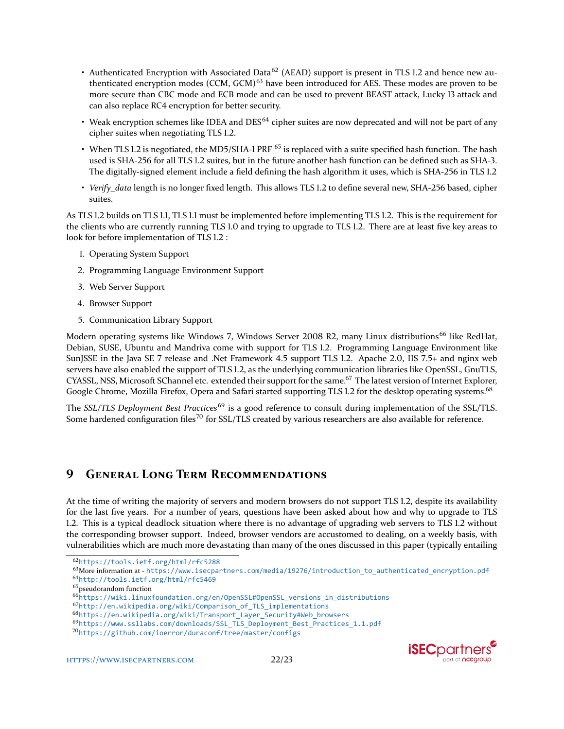- Authenticated Encryption with Associated Data[62] (AEAD) support is present in TLS 1.2 and hence new authenticated encryption modes (CCM, GCM)[63] have been introduced for AES. These modes are proven to be more secure than CBC mode and ECB mode and can be used to prevent BEAST attack, Lucky 13 attack and can also replace RC4 encryption for better security.
- Weak encryption schemes like IDEA and DES[64] cipher suites are now deprecated and will not be part of any cipher suites when negotiating TLS 1.2.
- When TLS 1.2 is negotiated, the MD5/SHA-1 PRF [65] is replaced with a suite specified hash function. The hash used is SHA-256 for all TLS 1.2 suites, but in the future another hash function can be defined such as SHA-3. The digitally-signed element include a field defining the hash algorithm it uses, which is SHA-256 in TLS 1.2
- *Verify_data* length is no longer fixed length. This allows TLS 1.2 to define several new, SHA-256 based, cipher suites.

As TLS 1.2 builds on TLS 1.1, TLS 1.1 must be implemented before implementing TLS 1.2. This is the requirement for the clients who are currently running TLS 1.0 and trying to upgrade to TLS 1.2. There are at least five key areas to look for before implementation of TLS 1.2 :

1. Operating System Support
2. Programming Language Environment Support
3. Web Server Support
4. Browser Support
5. Communication Library Support

Modern operating systems like Windows 7, Windows Server 2008 R2, many Linux distributions[66] like RedHat, Debian, SUSE, Ubuntu and Mandriva come with support for TLS 1.2. Programming Language Environment like SunJSSE in the Java SE 7 release and .Net Framework 4.5 support TLS 1.2. Apache 2.0, IIS 7.5+ and nginx web servers have also enabled the support of TLS 1.2, as the underlying communication libraries like OpenSSL, GnuTLS, CYASSL, NSS, Microsoft SChannel etc. extended their support for the same.[67] The latest version of Internet Explorer, Google Chrome, Mozilla Firefox, Opera and Safari started supporting TLS 1.2 for the desktop operating systems.[68]

The *SSL/TLS Deployment Best Practices*[69] is a good reference to consult during implementation of the SSL/TLS. Some hardened configuration files[70] for SSL/TLS created by various researchers are also available for reference.

# 9 General Long Term Recommendations

At the time of writing the majority of servers and modern browsers do not support TLS 1.2, despite its availability for the last five years. For a number of years, questions have been asked about how and why to upgrade to TLS 1.2. This is a typical deadlock situation where there is no advantage of upgrading web servers to TLS 1.2 without the corresponding browser support. Indeed, browser vendors are accustomed to dealing, on a weekly basis, with vulnerabilities which are much more devastating than many of the ones discussed in this paper (typically entailing

---

[62] https://tools.ietf.org/html/rfc5288
[63] More information at - https://www.isecpartners.com/media/19276/introduction_to_authenticated_encryption.pdf
[64] http://tools.ietf.org/html/rfc5469
[65] pseudorandom function
[66] https://wiki.linuxfoundation.org/en/OpenSSL#OpenSSL_versions_in_distributions
[67] http://en.wikipedia.org/wiki/Comparison_of_TLS_implementations
[68] https://en.wikipedia.org/wiki/Transport_Layer_Security#Web_browsers
[69] https://www.ssllabs.com/downloads/SSL_TLS_Deployment_Best_Practices_1.1.pdf
[70] https://github.com/ioerror/duraconf/tree/master/configs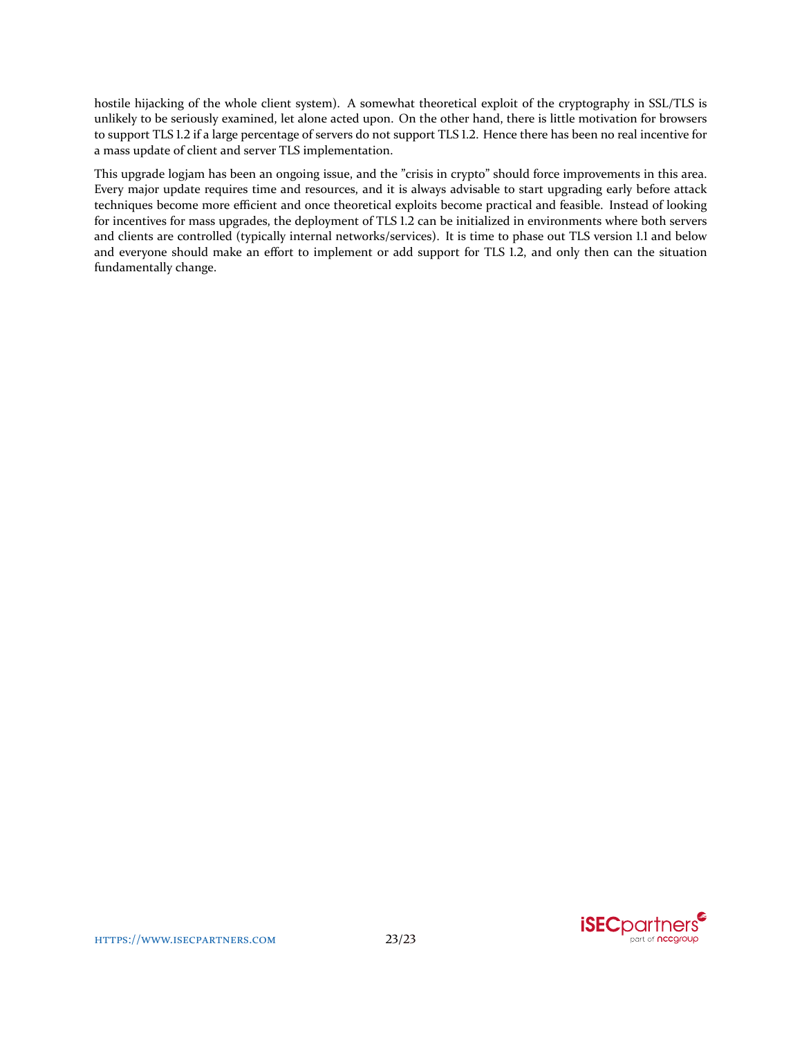hostile hijacking of the whole client system). A somewhat theoretical exploit of the cryptography in SSL/TLS is unlikely to be seriously examined, let alone acted upon. On the other hand, there is little motivation for browsers to support TLS 1.2 if a large percentage of servers do not support TLS 1.2. Hence there has been no real incentive for a mass update of client and server TLS implementation.

This upgrade logjam has been an ongoing issue, and the "crisis in crypto" should force improvements in this area. Every major update requires time and resources, and it is always advisable to start upgrading early before attack techniques become more efficient and once theoretical exploits become practical and feasible. Instead of looking for incentives for mass upgrades, the deployment of TLS 1.2 can be initialized in environments where both servers and clients are controlled (typically internal networks/services). It is time to phase out TLS version 1.1 and below and everyone should make an effort to implement or add support for TLS 1.2, and only then can the situation fundamentally change.